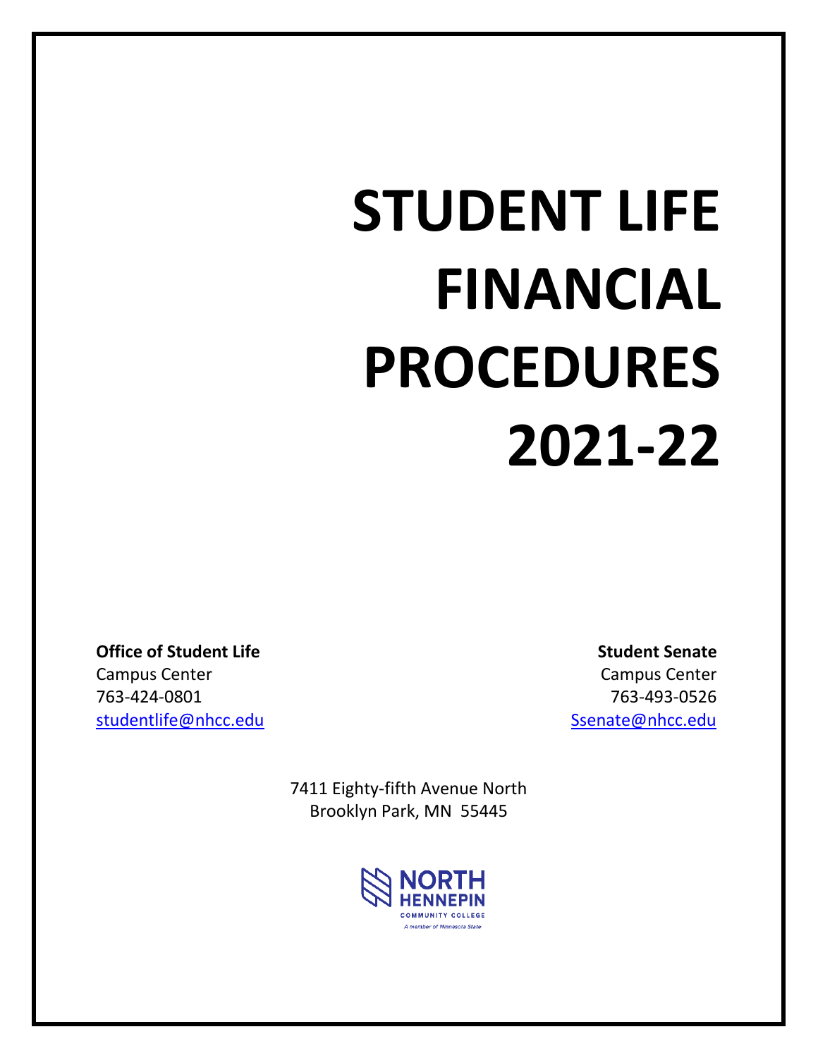# STUDENT LIFE FINANCIAL PROCEDURES 2021-22

**Office of Student Life**
Campus Center
763-424-0801
studentlife@nhcc.edu

**Student Senate**
Campus Center
763-493-0526
Ssenate@nhcc.edu

7411 Eighty-fifth Avenue North
Brooklyn Park, MN 55445

NORTH HENNEPIN
COMMUNITY COLLEGE
A member of Minnesota State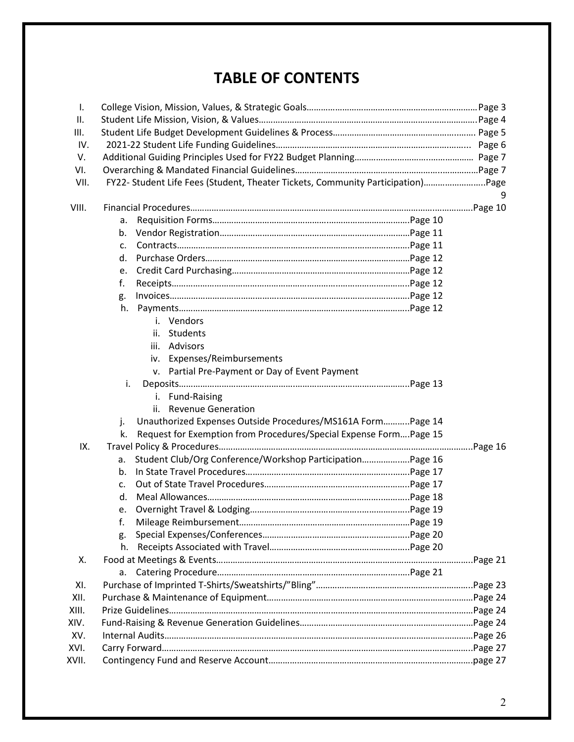# TABLE OF CONTENTS

I. College Vision, Mission, Values, & Strategic Goals……………………………………………………………… Page 3

II. Student Life Mission, Vision, & Values…………………………………………………………………………… Page 4

III. Student Life Budget Development Guidelines & Process……………………………………………………… Page 5

IV. 2021-22 Student Life Funding Guidelines……………………………………………………………………… Page 6

V. Additional Guiding Principles Used for FY22 Budget Planning………………………………………………… Page 7

VI. Overarching & Mandated Financial Guidelines………………………………………………………………… Page 7

VII. FY22- Student Life Fees (Student, Theater Tickets, Community Participation)……………………… Page 9

VIII. Financial Procedures…………………………………………………………………………………………… Page 10

  a. Requisition Forms…………………………………………………………… Page 10
  b. Vendor Registration………………………………………………………… Page 11
  c. Contracts……………………………………………………………………… Page 11
  d. Purchase Orders……………………………………………………………… Page 12
  e. Credit Card Purchasing……………………………………………………… Page 12
  f. Receipts……………………………………………………………………… Page 12
  g. Invoices……………………………………………………………………… Page 12
  h. Payments……………………………………………………………………… Page 12
    i. Vendors
    ii. Students
    iii. Advisors
    iv. Expenses/Reimbursements
    v. Partial Pre-Payment or Day of Event Payment
  i. Deposits………………………………………………………………………… Page 13
    i. Fund-Raising
    ii. Revenue Generation
  j. Unauthorized Expenses Outside Procedures/MS161A Form……… Page 14
  k. Request for Exemption from Procedures/Special Expense Form…. Page 15

IX. Travel Policy & Procedures……………………………………………………………………………………… Page 16

  a. Student Club/Org Conference/Workshop Participation……………… Page 16
  b. In State Travel Procedures………………………………………………… Page 17
  c. Out of State Travel Procedures…………………………………………… Page 17
  d. Meal Allowances……………………………………………………………… Page 18
  e. Overnight Travel & Lodging………………………………………………… Page 19
  f. Mileage Reimbursement……………………………………………………… Page 19
  g. Special Expenses/Conferences……………………………………………… Page 20
  h. Receipts Associated with Travel…………………………………………… Page 20

X. Food at Meetings & Events………………………………………………………………………………………… Page 21

  a. Catering Procedure…………………………………………………………… Page 21

XI. Purchase of Imprinted T-Shirts/Sweatshirts/"Bling"……………………………………………………… Page 23

XII. Purchase & Maintenance of Equipment………………………………………………………………………… Page 24

XIII. Prize Guidelines…………………………………………………………………………………………………… Page 24

XIV. Fund-Raising & Revenue Generation Guidelines……………………………………………………………… Page 24

XV. Internal Audits……………………………………………………………………………………………………… Page 26

XVI. Carry Forward……………………………………………………………………………………………………… Page 27

XVII. Contingency Fund and Reserve Account……………………………………………………………………… page 27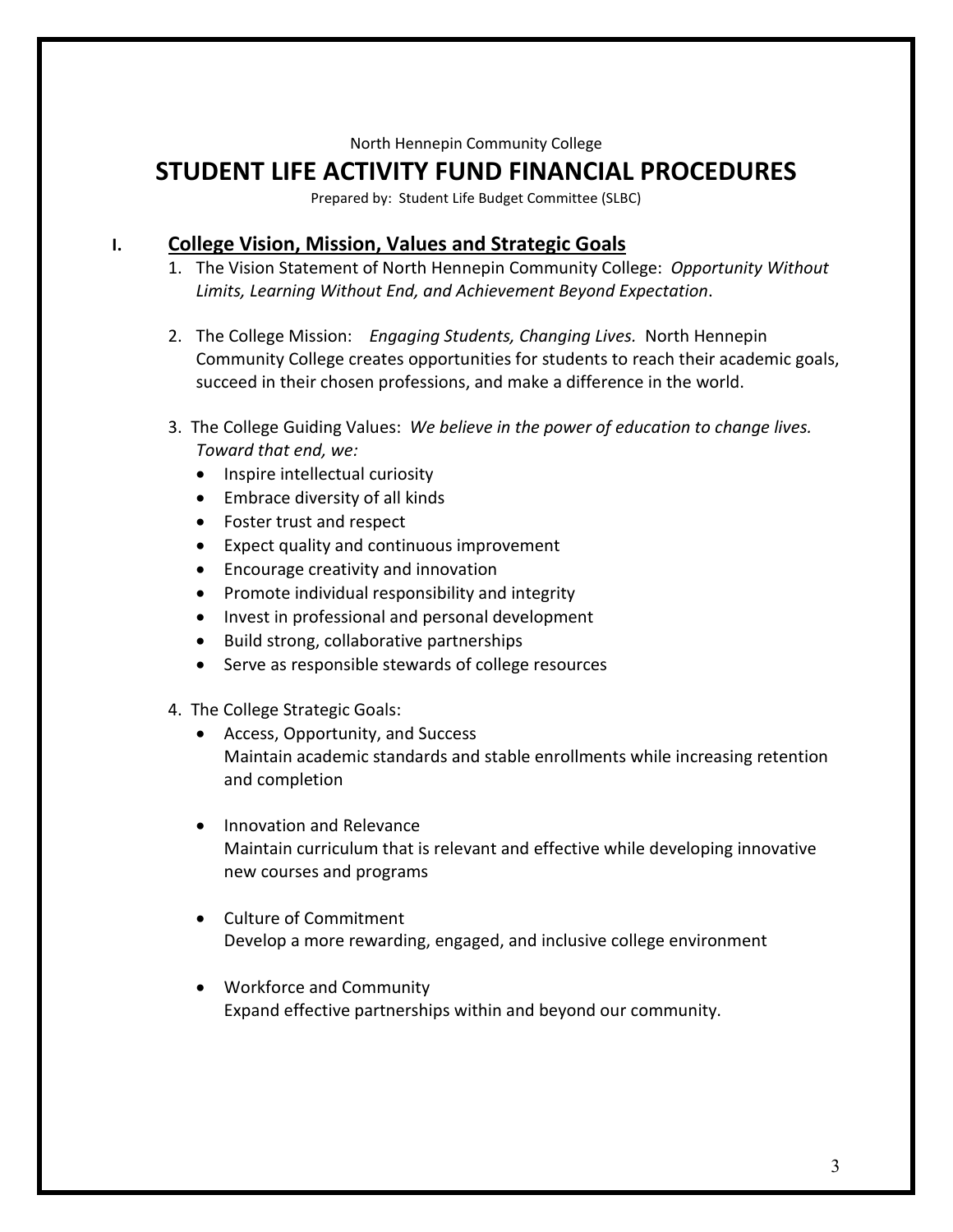North Hennepin Community College

# STUDENT LIFE ACTIVITY FUND FINANCIAL PROCEDURES

Prepared by: Student Life Budget Committee (SLBC)

## I. College Vision, Mission, Values and Strategic Goals

1. The Vision Statement of North Hennepin Community College: *Opportunity Without Limits, Learning Without End, and Achievement Beyond Expectation*.

2. The College Mission: *Engaging Students, Changing Lives.* North Hennepin Community College creates opportunities for students to reach their academic goals, succeed in their chosen professions, and make a difference in the world.

3. The College Guiding Values: *We believe in the power of education to change lives. Toward that end, we:*
   - Inspire intellectual curiosity
   - Embrace diversity of all kinds
   - Foster trust and respect
   - Expect quality and continuous improvement
   - Encourage creativity and innovation
   - Promote individual responsibility and integrity
   - Invest in professional and personal development
   - Build strong, collaborative partnerships
   - Serve as responsible stewards of college resources

4. The College Strategic Goals:
   - Access, Opportunity, and Success
     Maintain academic standards and stable enrollments while increasing retention and completion

   - Innovation and Relevance
     Maintain curriculum that is relevant and effective while developing innovative new courses and programs

   - Culture of Commitment
     Develop a more rewarding, engaged, and inclusive college environment

   - Workforce and Community
     Expand effective partnerships within and beyond our community.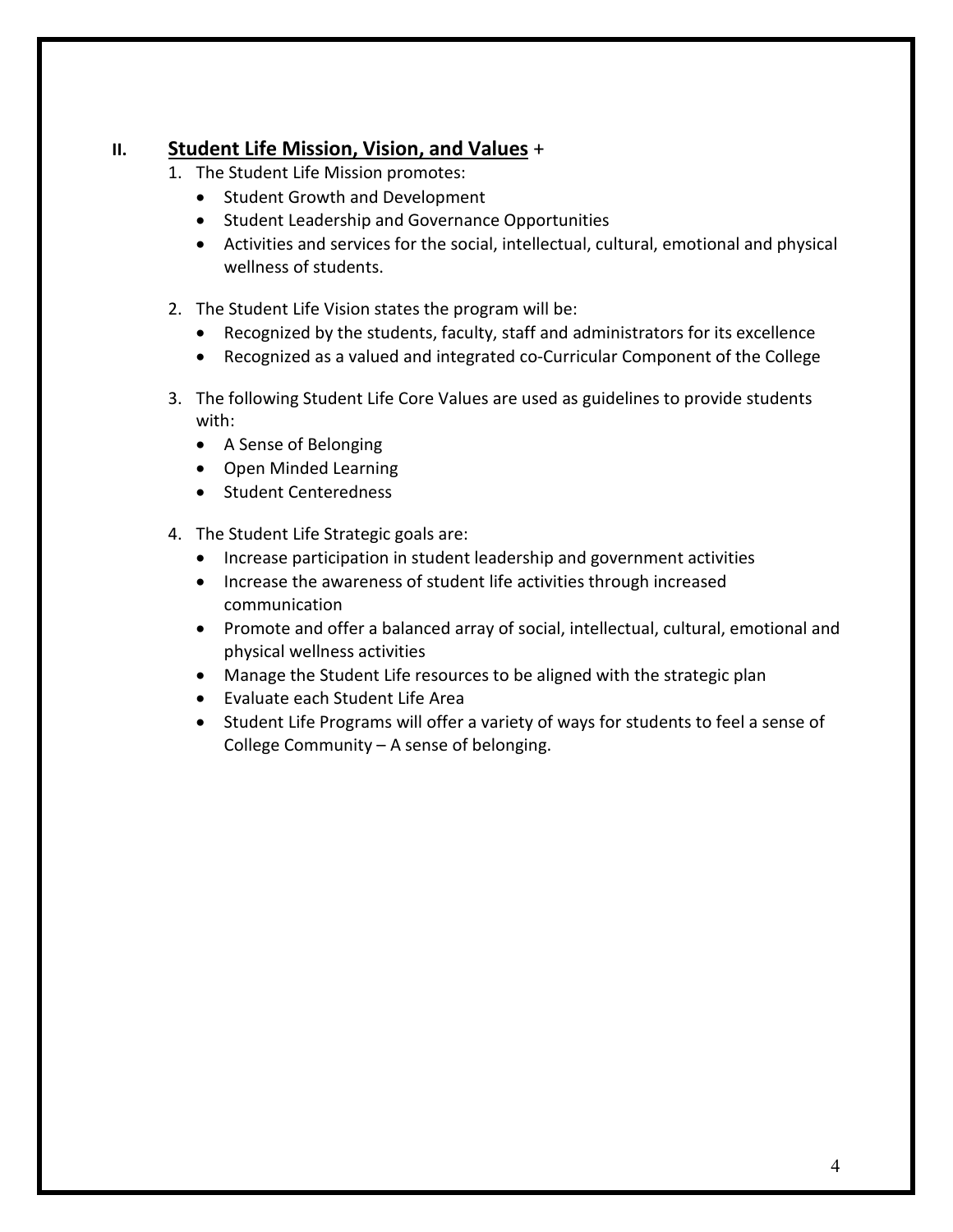## II. Student Life Mission, Vision, and Values +

1. The Student Life Mission promotes:
   - Student Growth and Development
   - Student Leadership and Governance Opportunities
   - Activities and services for the social, intellectual, cultural, emotional and physical wellness of students.

2. The Student Life Vision states the program will be:
   - Recognized by the students, faculty, staff and administrators for its excellence
   - Recognized as a valued and integrated co-Curricular Component of the College

3. The following Student Life Core Values are used as guidelines to provide students with:
   - A Sense of Belonging
   - Open Minded Learning
   - Student Centeredness

4. The Student Life Strategic goals are:
   - Increase participation in student leadership and government activities
   - Increase the awareness of student life activities through increased communication
   - Promote and offer a balanced array of social, intellectual, cultural, emotional and physical wellness activities
   - Manage the Student Life resources to be aligned with the strategic plan
   - Evaluate each Student Life Area
   - Student Life Programs will offer a variety of ways for students to feel a sense of College Community – A sense of belonging.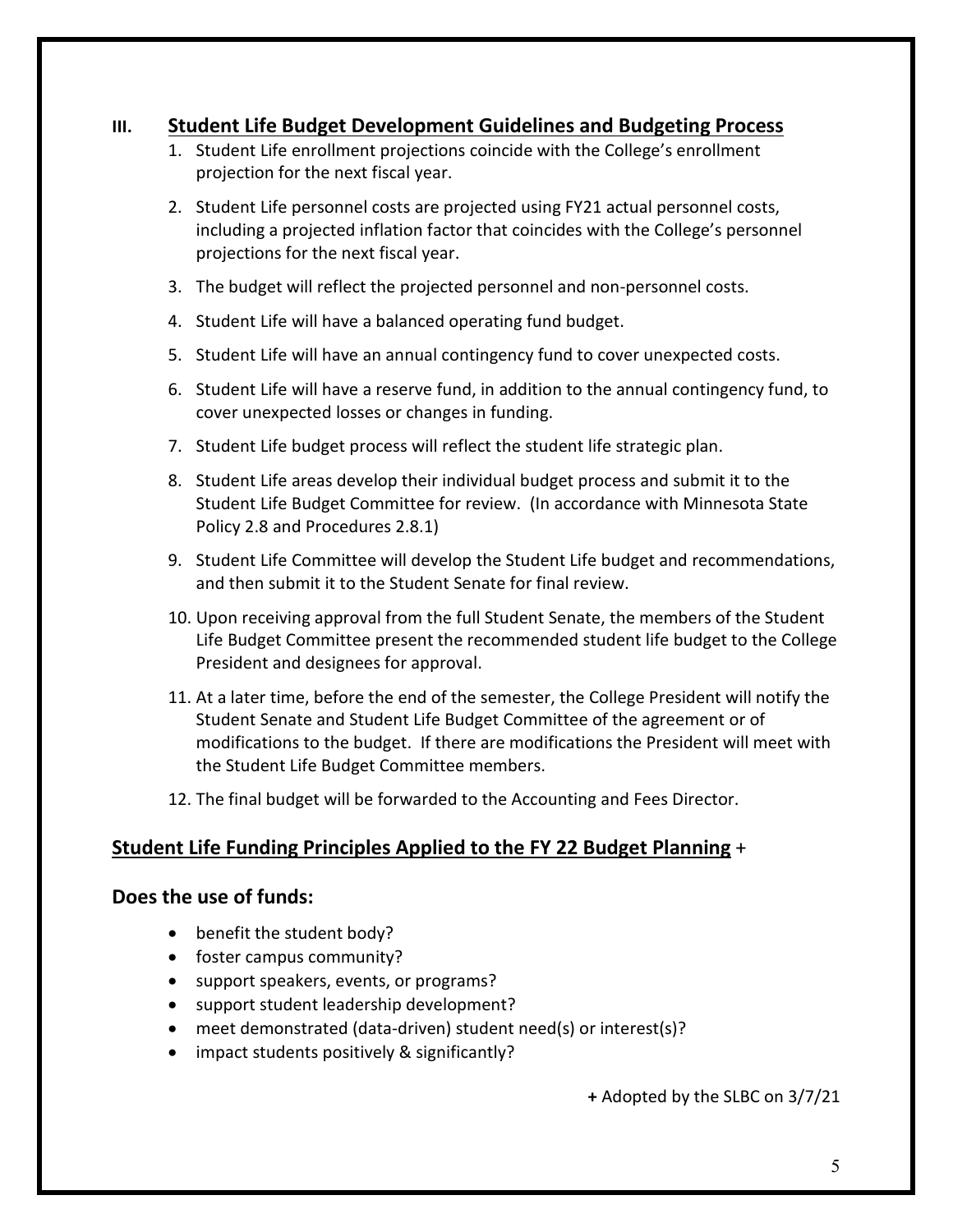## III. Student Life Budget Development Guidelines and Budgeting Process

1. Student Life enrollment projections coincide with the College's enrollment projection for the next fiscal year.
2. Student Life personnel costs are projected using FY21 actual personnel costs, including a projected inflation factor that coincides with the College's personnel projections for the next fiscal year.
3. The budget will reflect the projected personnel and non-personnel costs.
4. Student Life will have a balanced operating fund budget.
5. Student Life will have an annual contingency fund to cover unexpected costs.
6. Student Life will have a reserve fund, in addition to the annual contingency fund, to cover unexpected losses or changes in funding.
7. Student Life budget process will reflect the student life strategic plan.
8. Student Life areas develop their individual budget process and submit it to the Student Life Budget Committee for review. (In accordance with Minnesota State Policy 2.8 and Procedures 2.8.1)
9. Student Life Committee will develop the Student Life budget and recommendations, and then submit it to the Student Senate for final review.
10. Upon receiving approval from the full Student Senate, the members of the Student Life Budget Committee present the recommended student life budget to the College President and designees for approval.
11. At a later time, before the end of the semester, the College President will notify the Student Senate and Student Life Budget Committee of the agreement or of modifications to the budget. If there are modifications the President will meet with the Student Life Budget Committee members.
12. The final budget will be forwarded to the Accounting and Fees Director.

## Student Life Funding Principles Applied to the FY 22 Budget Planning +

### Does the use of funds:

- benefit the student body?
- foster campus community?
- support speakers, events, or programs?
- support student leadership development?
- meet demonstrated (data-driven) student need(s) or interest(s)?
- impact students positively & significantly?

**+** Adopted by the SLBC on 3/7/21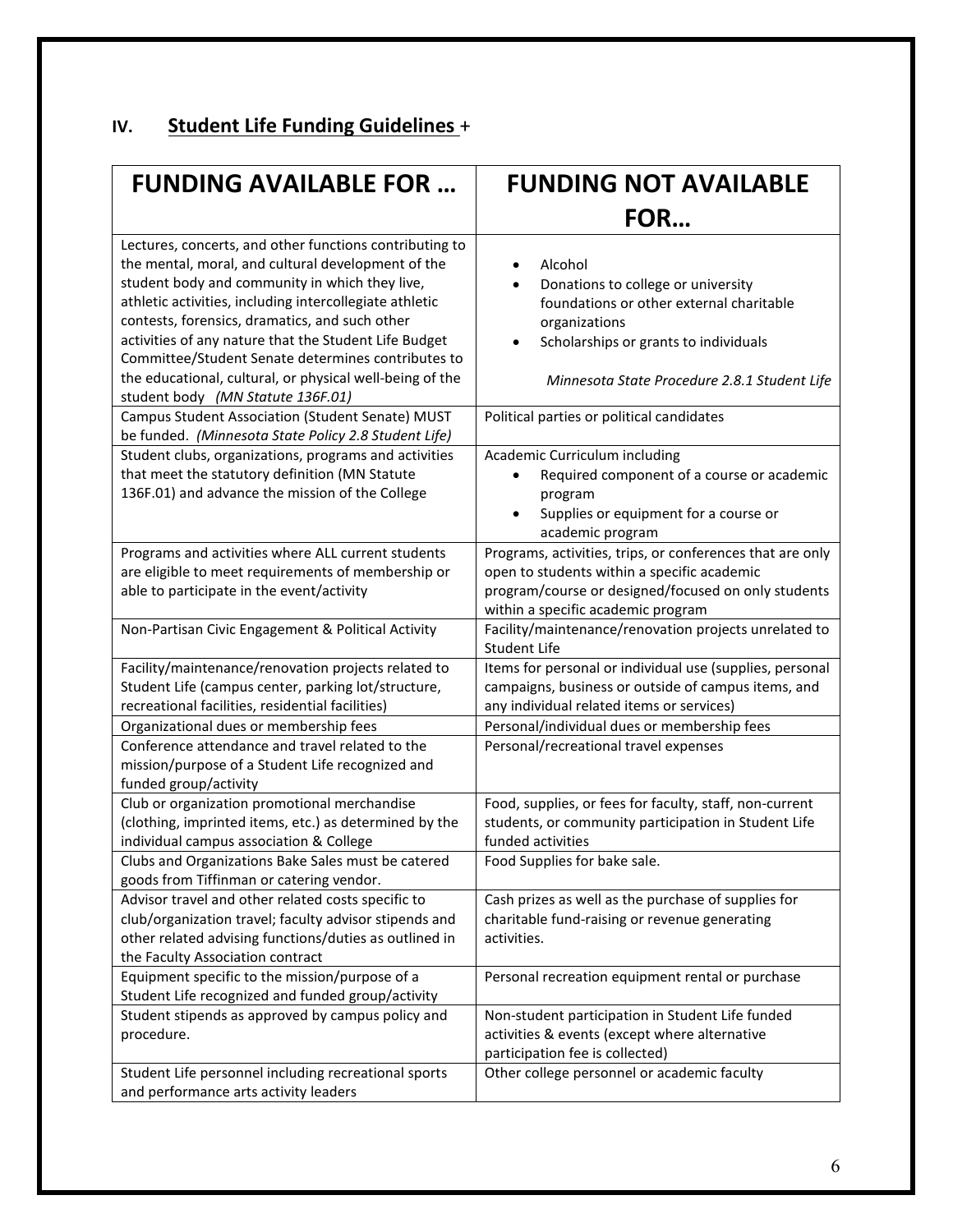## IV. Student Life Funding Guidelines +

| FUNDING AVAILABLE FOR … | FUNDING NOT AVAILABLE FOR… |
| --- | --- |
| Lectures, concerts, and other functions contributing to the mental, moral, and cultural development of the student body and community in which they live, athletic activities, including intercollegiate athletic contests, forensics, dramatics, and such other activities of any nature that the Student Life Budget Committee/Student Senate determines contributes to the educational, cultural, or physical well-being of the student body *(MN Statute 136F.01)* | • Alcohol<br>• Donations to college or university foundations or other external charitable organizations<br>• Scholarships or grants to individuals<br><br>*Minnesota State Procedure 2.8.1 Student Life* |
| Campus Student Association (Student Senate) MUST be funded. *(Minnesota State Policy 2.8 Student Life)* | Political parties or political candidates |
| Student clubs, organizations, programs and activities that meet the statutory definition (MN Statute 136F.01) and advance the mission of the College | Academic Curriculum including<br>• Required component of a course or academic program<br>• Supplies or equipment for a course or academic program |
| Programs and activities where ALL current students are eligible to meet requirements of membership or able to participate in the event/activity | Programs, activities, trips, or conferences that are only open to students within a specific academic program/course or designed/focused on only students within a specific academic program |
| Non-Partisan Civic Engagement & Political Activity | Facility/maintenance/renovation projects unrelated to Student Life |
| Facility/maintenance/renovation projects related to Student Life (campus center, parking lot/structure, recreational facilities, residential facilities) | Items for personal or individual use (supplies, personal campaigns, business or outside of campus items, and any individual related items or services) |
| Organizational dues or membership fees | Personal/individual dues or membership fees |
| Conference attendance and travel related to the mission/purpose of a Student Life recognized and funded group/activity | Personal/recreational travel expenses |
| Club or organization promotional merchandise (clothing, imprinted items, etc.) as determined by the individual campus association & College | Food, supplies, or fees for faculty, staff, non-current students, or community participation in Student Life funded activities |
| Clubs and Organizations Bake Sales must be catered goods from Tiffinman or catering vendor. | Food Supplies for bake sale. |
| Advisor travel and other related costs specific to club/organization travel; faculty advisor stipends and other related advising functions/duties as outlined in the Faculty Association contract | Cash prizes as well as the purchase of supplies for charitable fund-raising or revenue generating activities. |
| Equipment specific to the mission/purpose of a Student Life recognized and funded group/activity | Personal recreation equipment rental or purchase |
| Student stipends as approved by campus policy and procedure. | Non-student participation in Student Life funded activities & events (except where alternative participation fee is collected) |
| Student Life personnel including recreational sports and performance arts activity leaders | Other college personnel or academic faculty |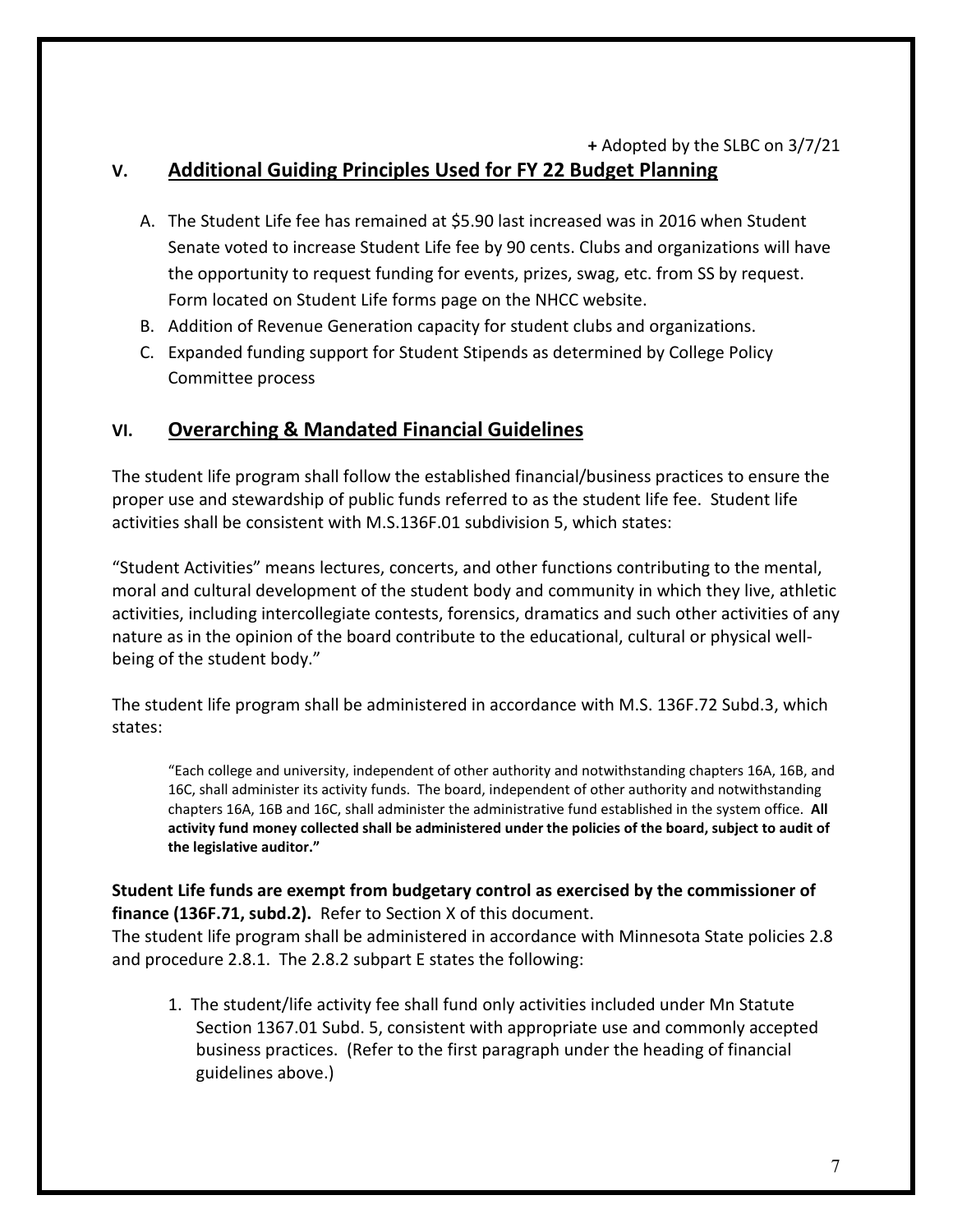**+** Adopted by the SLBC on 3/7/21

## V. Additional Guiding Principles Used for FY 22 Budget Planning

A. The Student Life fee has remained at $5.90 last increased was in 2016 when Student Senate voted to increase Student Life fee by 90 cents. Clubs and organizations will have the opportunity to request funding for events, prizes, swag, etc. from SS by request. Form located on Student Life forms page on the NHCC website.

B. Addition of Revenue Generation capacity for student clubs and organizations.

C. Expanded funding support for Student Stipends as determined by College Policy Committee process

## VI. Overarching & Mandated Financial Guidelines

The student life program shall follow the established financial/business practices to ensure the proper use and stewardship of public funds referred to as the student life fee. Student life activities shall be consistent with M.S.136F.01 subdivision 5, which states:

"Student Activities" means lectures, concerts, and other functions contributing to the mental, moral and cultural development of the student body and community in which they live, athletic activities, including intercollegiate contests, forensics, dramatics and such other activities of any nature as in the opinion of the board contribute to the educational, cultural or physical well-being of the student body."

The student life program shall be administered in accordance with M.S. 136F.72 Subd.3, which states:

> "Each college and university, independent of other authority and notwithstanding chapters 16A, 16B, and 16C, shall administer its activity funds. The board, independent of other authority and notwithstanding chapters 16A, 16B and 16C, shall administer the administrative fund established in the system office. **All activity fund money collected shall be administered under the policies of the board, subject to audit of the legislative auditor."**

**Student Life funds are exempt from budgetary control as exercised by the commissioner of finance (136F.71, subd.2).** Refer to Section X of this document.
The student life program shall be administered in accordance with Minnesota State policies 2.8 and procedure 2.8.1. The 2.8.2 subpart E states the following:

1. The student/life activity fee shall fund only activities included under Mn Statute Section 1367.01 Subd. 5, consistent with appropriate use and commonly accepted business practices. (Refer to the first paragraph under the heading of financial guidelines above.)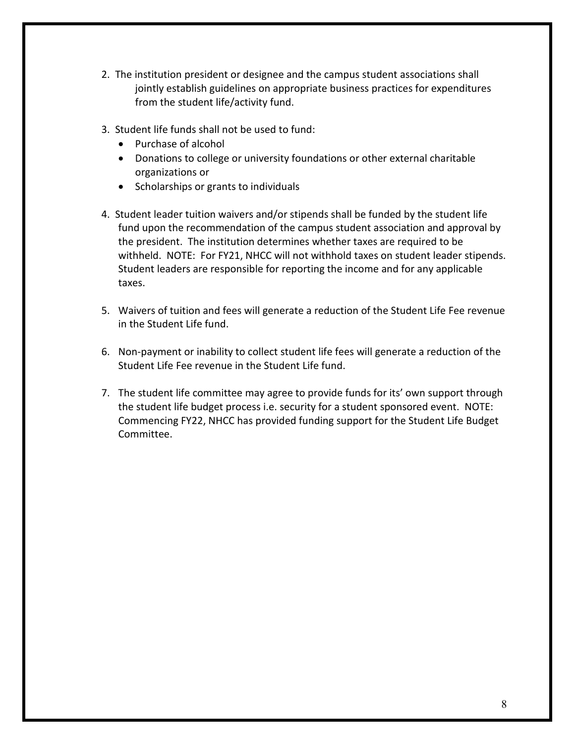2. The institution president or designee and the campus student associations shall jointly establish guidelines on appropriate business practices for expenditures from the student life/activity fund.

3. Student life funds shall not be used to fund:
   - Purchase of alcohol
   - Donations to college or university foundations or other external charitable organizations or
   - Scholarships or grants to individuals

4. Student leader tuition waivers and/or stipends shall be funded by the student life fund upon the recommendation of the campus student association and approval by the president. The institution determines whether taxes are required to be withheld. NOTE: For FY21, NHCC will not withhold taxes on student leader stipends. Student leaders are responsible for reporting the income and for any applicable taxes.

5. Waivers of tuition and fees will generate a reduction of the Student Life Fee revenue in the Student Life fund.

6. Non-payment or inability to collect student life fees will generate a reduction of the Student Life Fee revenue in the Student Life fund.

7. The student life committee may agree to provide funds for its' own support through the student life budget process i.e. security for a student sponsored event. NOTE: Commencing FY22, NHCC has provided funding support for the Student Life Budget Committee.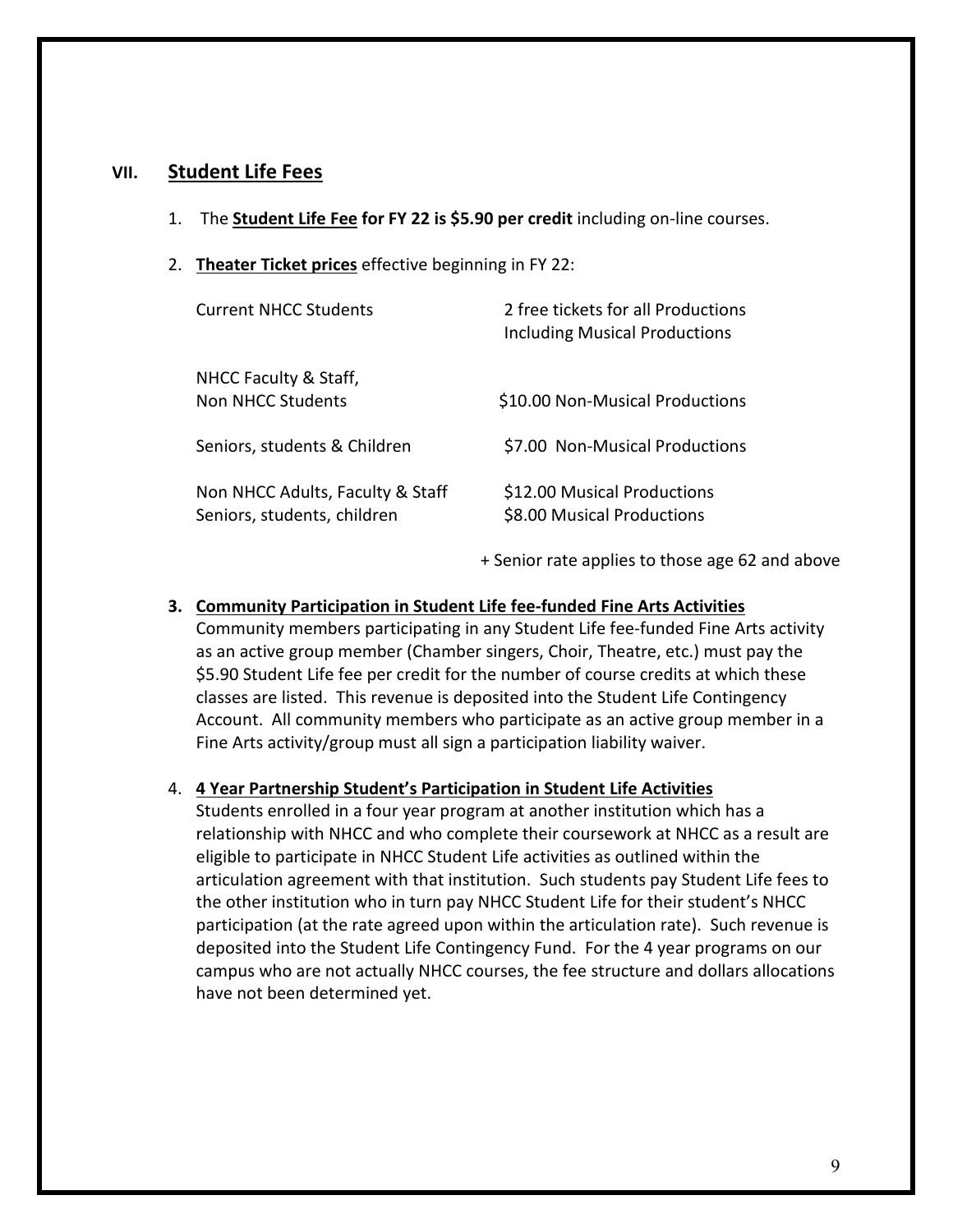## VII. Student Life Fees

1. The **Student Life Fee for FY 22 is $5.90 per credit** including on-line courses.

2. **Theater Ticket prices** effective beginning in FY 22:

| | |
|---|---|
| Current NHCC Students | 2 free tickets for all Productions Including Musical Productions |
| NHCC Faculty & Staff, Non NHCC Students | $10.00 Non-Musical Productions |
| Seniors, students & Children | $7.00 Non-Musical Productions |
| Non NHCC Adults, Faculty & Staff | $12.00 Musical Productions |
| Seniors, students, children | $8.00 Musical Productions |

+ Senior rate applies to those age 62 and above

3. **Community Participation in Student Life fee-funded Fine Arts Activities**
   Community members participating in any Student Life fee-funded Fine Arts activity as an active group member (Chamber singers, Choir, Theatre, etc.) must pay the $5.90 Student Life fee per credit for the number of course credits at which these classes are listed. This revenue is deposited into the Student Life Contingency Account. All community members who participate as an active group member in a Fine Arts activity/group must all sign a participation liability waiver.

4. **4 Year Partnership Student's Participation in Student Life Activities**
   Students enrolled in a four year program at another institution which has a relationship with NHCC and who complete their coursework at NHCC as a result are eligible to participate in NHCC Student Life activities as outlined within the articulation agreement with that institution. Such students pay Student Life fees to the other institution who in turn pay NHCC Student Life for their student's NHCC participation (at the rate agreed upon within the articulation rate). Such revenue is deposited into the Student Life Contingency Fund. For the 4 year programs on our campus who are not actually NHCC courses, the fee structure and dollars allocations have not been determined yet.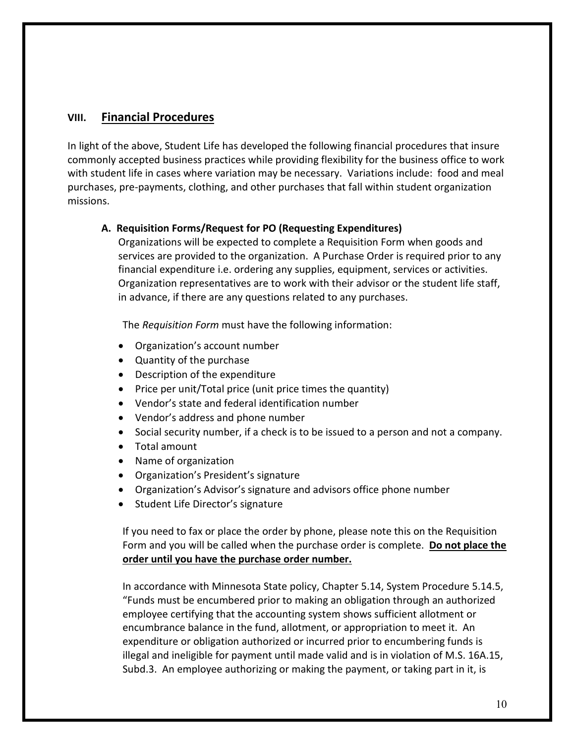## VIII. Financial Procedures

In light of the above, Student Life has developed the following financial procedures that insure commonly accepted business practices while providing flexibility for the business office to work with student life in cases where variation may be necessary. Variations include: food and meal purchases, pre-payments, clothing, and other purchases that fall within student organization missions.

### A. Requisition Forms/Request for PO (Requesting Expenditures)

Organizations will be expected to complete a Requisition Form when goods and services are provided to the organization. A Purchase Order is required prior to any financial expenditure i.e. ordering any supplies, equipment, services or activities. Organization representatives are to work with their advisor or the student life staff, in advance, if there are any questions related to any purchases.

The *Requisition Form* must have the following information:

- Organization's account number
- Quantity of the purchase
- Description of the expenditure
- Price per unit/Total price (unit price times the quantity)
- Vendor's state and federal identification number
- Vendor's address and phone number
- Social security number, if a check is to be issued to a person and not a company.
- Total amount
- Name of organization
- Organization's President's signature
- Organization's Advisor's signature and advisors office phone number
- Student Life Director's signature

If you need to fax or place the order by phone, please note this on the Requisition Form and you will be called when the purchase order is complete. **Do not place the order until you have the purchase order number.**

In accordance with Minnesota State policy, Chapter 5.14, System Procedure 5.14.5, "Funds must be encumbered prior to making an obligation through an authorized employee certifying that the accounting system shows sufficient allotment or encumbrance balance in the fund, allotment, or appropriation to meet it. An expenditure or obligation authorized or incurred prior to encumbering funds is illegal and ineligible for payment until made valid and is in violation of M.S. 16A.15, Subd.3. An employee authorizing or making the payment, or taking part in it, is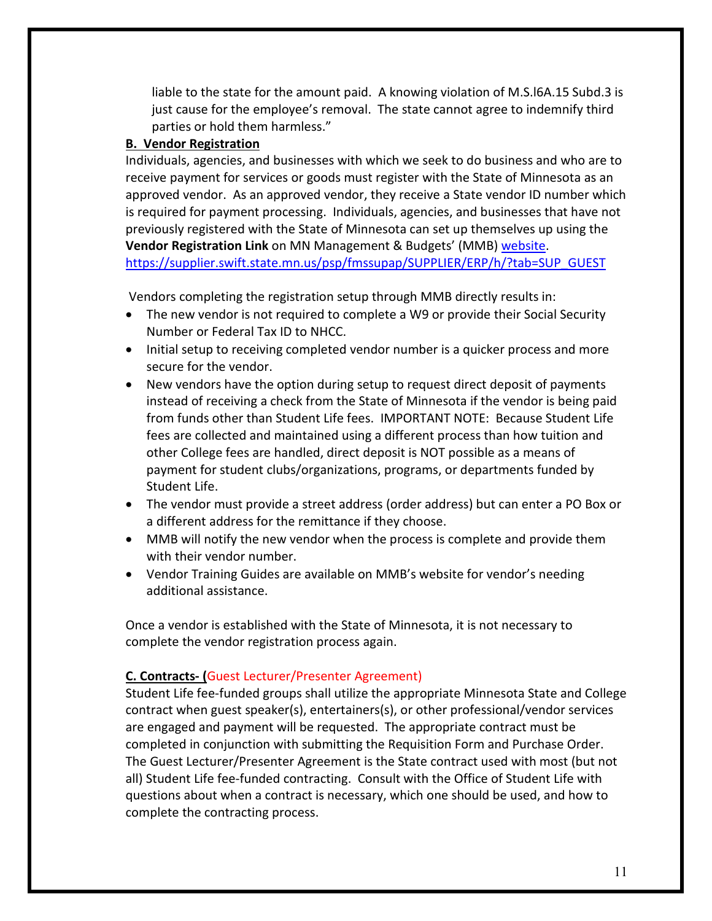liable to the state for the amount paid. A knowing violation of M.S.l6A.15 Subd.3 is just cause for the employee's removal. The state cannot agree to indemnify third parties or hold them harmless."

**B. Vendor Registration**

Individuals, agencies, and businesses with which we seek to do business and who are to receive payment for services or goods must register with the State of Minnesota as an approved vendor. As an approved vendor, they receive a State vendor ID number which is required for payment processing. Individuals, agencies, and businesses that have not previously registered with the State of Minnesota can set up themselves up using the **Vendor Registration Link** on MN Management & Budgets' (MMB) website.
https://supplier.swift.state.mn.us/psp/fmssupap/SUPPLIER/ERP/h/?tab=SUP_GUEST

Vendors completing the registration setup through MMB directly results in:

- The new vendor is not required to complete a W9 or provide their Social Security Number or Federal Tax ID to NHCC.
- Initial setup to receiving completed vendor number is a quicker process and more secure for the vendor.
- New vendors have the option during setup to request direct deposit of payments instead of receiving a check from the State of Minnesota if the vendor is being paid from funds other than Student Life fees. IMPORTANT NOTE: Because Student Life fees are collected and maintained using a different process than how tuition and other College fees are handled, direct deposit is NOT possible as a means of payment for student clubs/organizations, programs, or departments funded by Student Life.
- The vendor must provide a street address (order address) but can enter a PO Box or a different address for the remittance if they choose.
- MMB will notify the new vendor when the process is complete and provide them with their vendor number.
- Vendor Training Guides are available on MMB's website for vendor's needing additional assistance.

Once a vendor is established with the State of Minnesota, it is not necessary to complete the vendor registration process again.

**C. Contracts- (**Guest Lecturer/Presenter Agreement)

Student Life fee-funded groups shall utilize the appropriate Minnesota State and College contract when guest speaker(s), entertainers(s), or other professional/vendor services are engaged and payment will be requested. The appropriate contract must be completed in conjunction with submitting the Requisition Form and Purchase Order. The Guest Lecturer/Presenter Agreement is the State contract used with most (but not all) Student Life fee-funded contracting. Consult with the Office of Student Life with questions about when a contract is necessary, which one should be used, and how to complete the contracting process.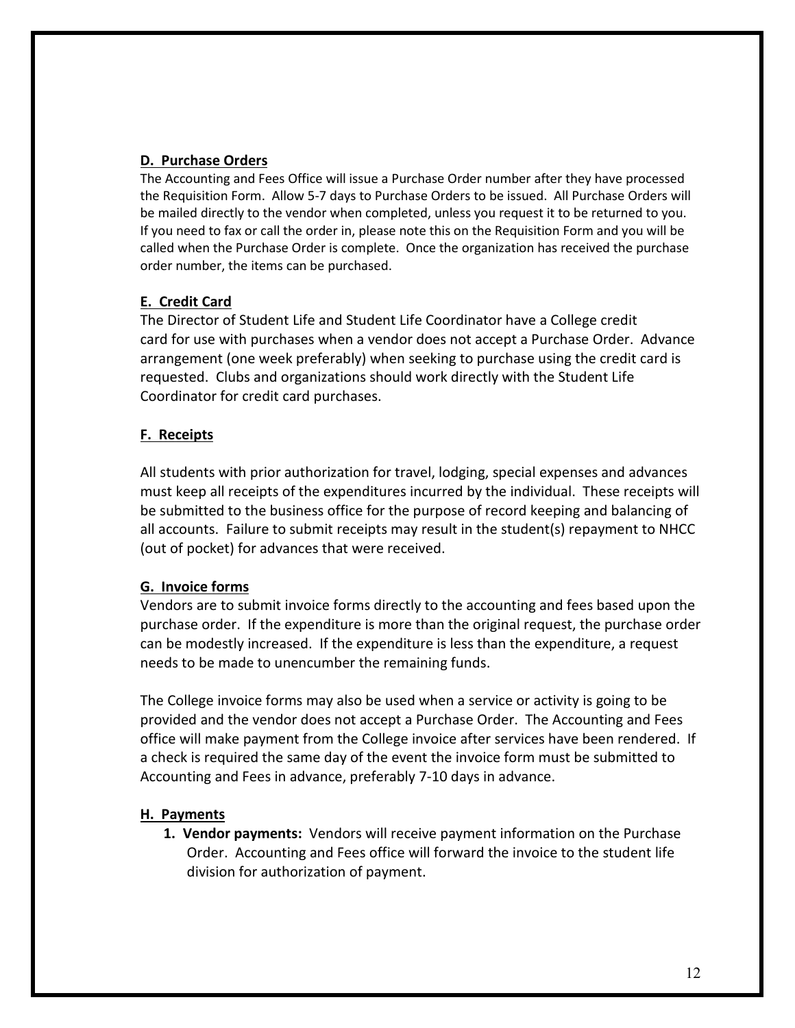### D. Purchase Orders

The Accounting and Fees Office will issue a Purchase Order number after they have processed the Requisition Form. Allow 5-7 days to Purchase Orders to be issued. All Purchase Orders will be mailed directly to the vendor when completed, unless you request it to be returned to you. If you need to fax or call the order in, please note this on the Requisition Form and you will be called when the Purchase Order is complete. Once the organization has received the purchase order number, the items can be purchased.

### E. Credit Card

The Director of Student Life and Student Life Coordinator have a College credit card for use with purchases when a vendor does not accept a Purchase Order. Advance arrangement (one week preferably) when seeking to purchase using the credit card is requested. Clubs and organizations should work directly with the Student Life Coordinator for credit card purchases.

### F. Receipts

All students with prior authorization for travel, lodging, special expenses and advances must keep all receipts of the expenditures incurred by the individual. These receipts will be submitted to the business office for the purpose of record keeping and balancing of all accounts. Failure to submit receipts may result in the student(s) repayment to NHCC (out of pocket) for advances that were received.

### G. Invoice forms

Vendors are to submit invoice forms directly to the accounting and fees based upon the purchase order. If the expenditure is more than the original request, the purchase order can be modestly increased. If the expenditure is less than the expenditure, a request needs to be made to unencumber the remaining funds.

The College invoice forms may also be used when a service or activity is going to be provided and the vendor does not accept a Purchase Order. The Accounting and Fees office will make payment from the College invoice after services have been rendered. If a check is required the same day of the event the invoice form must be submitted to Accounting and Fees in advance, preferably 7-10 days in advance.

### H. Payments

1. **Vendor payments:** Vendors will receive payment information on the Purchase Order. Accounting and Fees office will forward the invoice to the student life division for authorization of payment.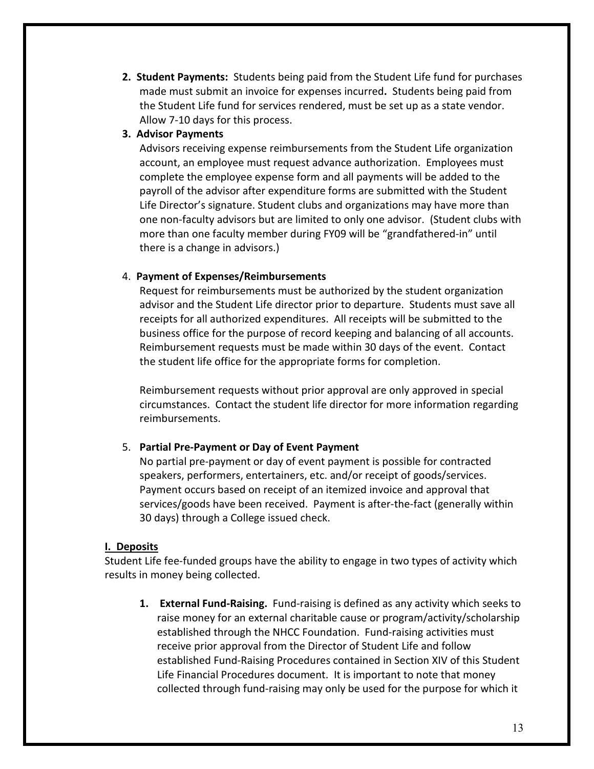2. **Student Payments:** Students being paid from the Student Life fund for purchases made must submit an invoice for expenses incurred**.** Students being paid from the Student Life fund for services rendered, must be set up as a state vendor. Allow 7-10 days for this process.

3. **Advisor Payments**

   Advisors receiving expense reimbursements from the Student Life organization account, an employee must request advance authorization. Employees must complete the employee expense form and all payments will be added to the payroll of the advisor after expenditure forms are submitted with the Student Life Director's signature. Student clubs and organizations may have more than one non-faculty advisors but are limited to only one advisor. (Student clubs with more than one faculty member during FY09 will be "grandfathered-in" until there is a change in advisors.)

4. **Payment of Expenses/Reimbursements**

   Request for reimbursements must be authorized by the student organization advisor and the Student Life director prior to departure. Students must save all receipts for all authorized expenditures. All receipts will be submitted to the business office for the purpose of record keeping and balancing of all accounts. Reimbursement requests must be made within 30 days of the event. Contact the student life office for the appropriate forms for completion.

   Reimbursement requests without prior approval are only approved in special circumstances. Contact the student life director for more information regarding reimbursements.

5. **Partial Pre-Payment or Day of Event Payment**

   No partial pre-payment or day of event payment is possible for contracted speakers, performers, entertainers, etc. and/or receipt of goods/services. Payment occurs based on receipt of an itemized invoice and approval that services/goods have been received. Payment is after-the-fact (generally within 30 days) through a College issued check.

**I. Deposits**

Student Life fee-funded groups have the ability to engage in two types of activity which results in money being collected.

1. **External Fund-Raising.** Fund-raising is defined as any activity which seeks to raise money for an external charitable cause or program/activity/scholarship established through the NHCC Foundation. Fund-raising activities must receive prior approval from the Director of Student Life and follow established Fund-Raising Procedures contained in Section XIV of this Student Life Financial Procedures document. It is important to note that money collected through fund-raising may only be used for the purpose for which it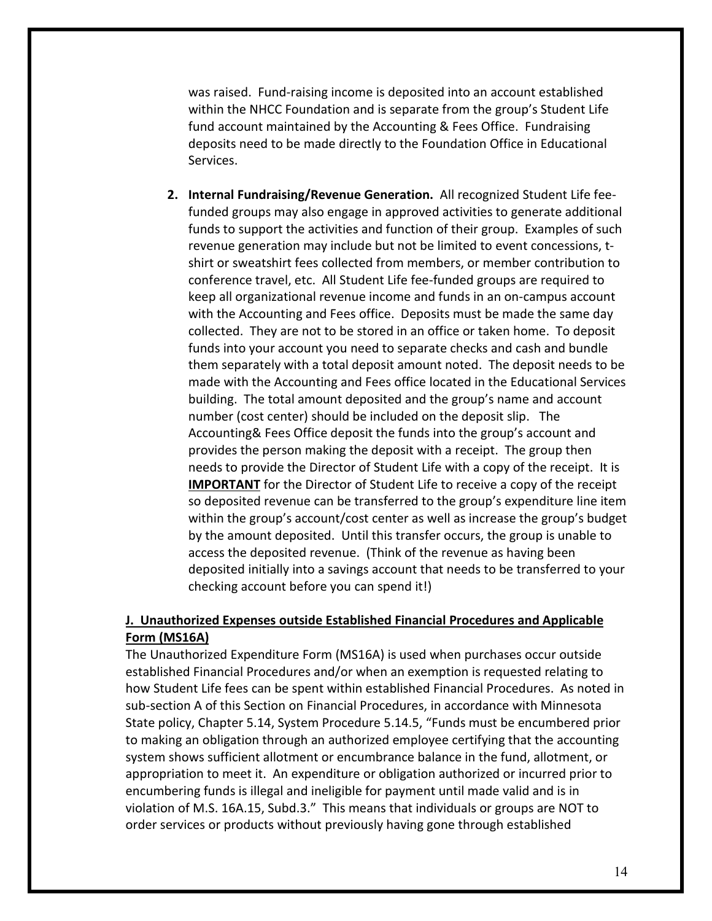was raised. Fund-raising income is deposited into an account established within the NHCC Foundation and is separate from the group's Student Life fund account maintained by the Accounting & Fees Office. Fundraising deposits need to be made directly to the Foundation Office in Educational Services.

2. **Internal Fundraising/Revenue Generation.** All recognized Student Life fee-funded groups may also engage in approved activities to generate additional funds to support the activities and function of their group. Examples of such revenue generation may include but not be limited to event concessions, t-shirt or sweatshirt fees collected from members, or member contribution to conference travel, etc. All Student Life fee-funded groups are required to keep all organizational revenue income and funds in an on-campus account with the Accounting and Fees office. Deposits must be made the same day collected. They are not to be stored in an office or taken home. To deposit funds into your account you need to separate checks and cash and bundle them separately with a total deposit amount noted. The deposit needs to be made with the Accounting and Fees office located in the Educational Services building. The total amount deposited and the group's name and account number (cost center) should be included on the deposit slip. The Accounting& Fees Office deposit the funds into the group's account and provides the person making the deposit with a receipt. The group then needs to provide the Director of Student Life with a copy of the receipt. It is **IMPORTANT** for the Director of Student Life to receive a copy of the receipt so deposited revenue can be transferred to the group's expenditure line item within the group's account/cost center as well as increase the group's budget by the amount deposited. Until this transfer occurs, the group is unable to access the deposited revenue. (Think of the revenue as having been deposited initially into a savings account that needs to be transferred to your checking account before you can spend it!)

### J. Unauthorized Expenses outside Established Financial Procedures and Applicable Form (MS16A)

The Unauthorized Expenditure Form (MS16A) is used when purchases occur outside established Financial Procedures and/or when an exemption is requested relating to how Student Life fees can be spent within established Financial Procedures. As noted in sub-section A of this Section on Financial Procedures, in accordance with Minnesota State policy, Chapter 5.14, System Procedure 5.14.5, "Funds must be encumbered prior to making an obligation through an authorized employee certifying that the accounting system shows sufficient allotment or encumbrance balance in the fund, allotment, or appropriation to meet it. An expenditure or obligation authorized or incurred prior to encumbering funds is illegal and ineligible for payment until made valid and is in violation of M.S. 16A.15, Subd.3." This means that individuals or groups are NOT to order services or products without previously having gone through established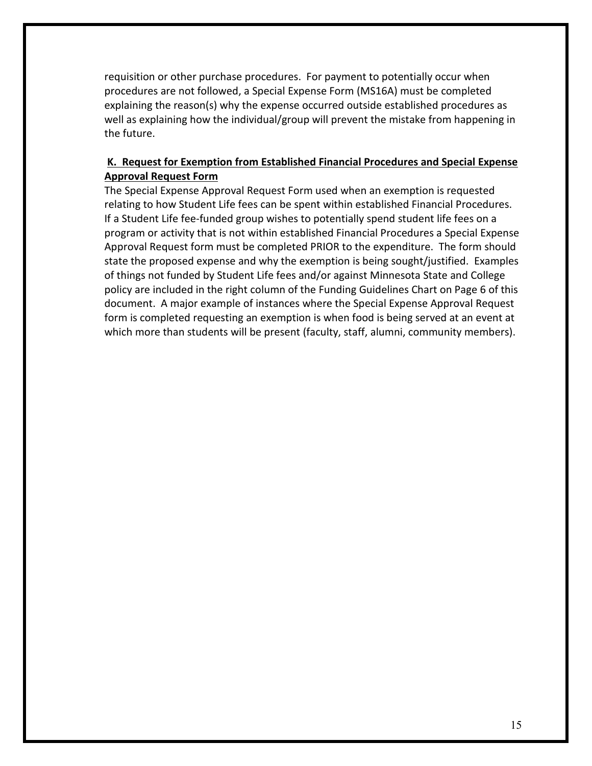requisition or other purchase procedures. For payment to potentially occur when procedures are not followed, a Special Expense Form (MS16A) must be completed explaining the reason(s) why the expense occurred outside established procedures as well as explaining how the individual/group will prevent the mistake from happening in the future.

### K. Request for Exemption from Established Financial Procedures and Special Expense Approval Request Form

The Special Expense Approval Request Form used when an exemption is requested relating to how Student Life fees can be spent within established Financial Procedures. If a Student Life fee-funded group wishes to potentially spend student life fees on a program or activity that is not within established Financial Procedures a Special Expense Approval Request form must be completed PRIOR to the expenditure. The form should state the proposed expense and why the exemption is being sought/justified. Examples of things not funded by Student Life fees and/or against Minnesota State and College policy are included in the right column of the Funding Guidelines Chart on Page 6 of this document. A major example of instances where the Special Expense Approval Request form is completed requesting an exemption is when food is being served at an event at which more than students will be present (faculty, staff, alumni, community members).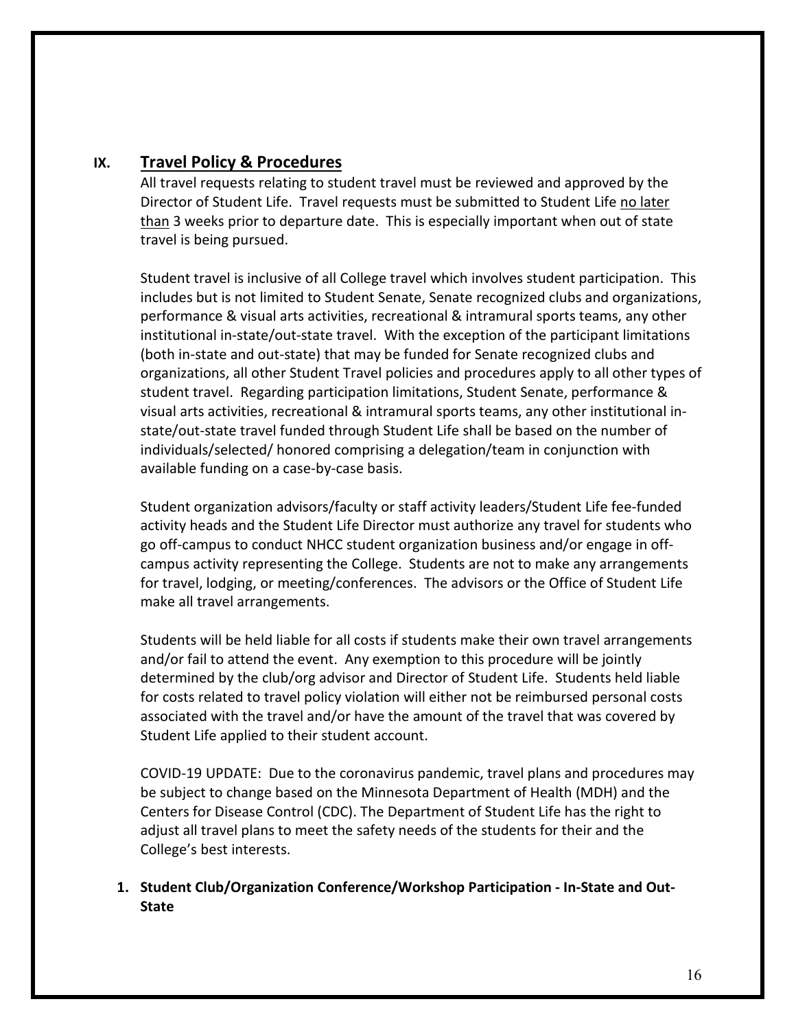## IX. Travel Policy & Procedures

All travel requests relating to student travel must be reviewed and approved by the Director of Student Life. Travel requests must be submitted to Student Life no later than 3 weeks prior to departure date. This is especially important when out of state travel is being pursued.

Student travel is inclusive of all College travel which involves student participation. This includes but is not limited to Student Senate, Senate recognized clubs and organizations, performance & visual arts activities, recreational & intramural sports teams, any other institutional in-state/out-state travel. With the exception of the participant limitations (both in-state and out-state) that may be funded for Senate recognized clubs and organizations, all other Student Travel policies and procedures apply to all other types of student travel. Regarding participation limitations, Student Senate, performance & visual arts activities, recreational & intramural sports teams, any other institutional in-state/out-state travel funded through Student Life shall be based on the number of individuals/selected/ honored comprising a delegation/team in conjunction with available funding on a case-by-case basis.

Student organization advisors/faculty or staff activity leaders/Student Life fee-funded activity heads and the Student Life Director must authorize any travel for students who go off-campus to conduct NHCC student organization business and/or engage in off-campus activity representing the College. Students are not to make any arrangements for travel, lodging, or meeting/conferences. The advisors or the Office of Student Life make all travel arrangements.

Students will be held liable for all costs if students make their own travel arrangements and/or fail to attend the event. Any exemption to this procedure will be jointly determined by the club/org advisor and Director of Student Life. Students held liable for costs related to travel policy violation will either not be reimbursed personal costs associated with the travel and/or have the amount of the travel that was covered by Student Life applied to their student account.

COVID-19 UPDATE: Due to the coronavirus pandemic, travel plans and procedures may be subject to change based on the Minnesota Department of Health (MDH) and the Centers for Disease Control (CDC). The Department of Student Life has the right to adjust all travel plans to meet the safety needs of the students for their and the College's best interests.

1. **Student Club/Organization Conference/Workshop Participation - In-State and Out-State**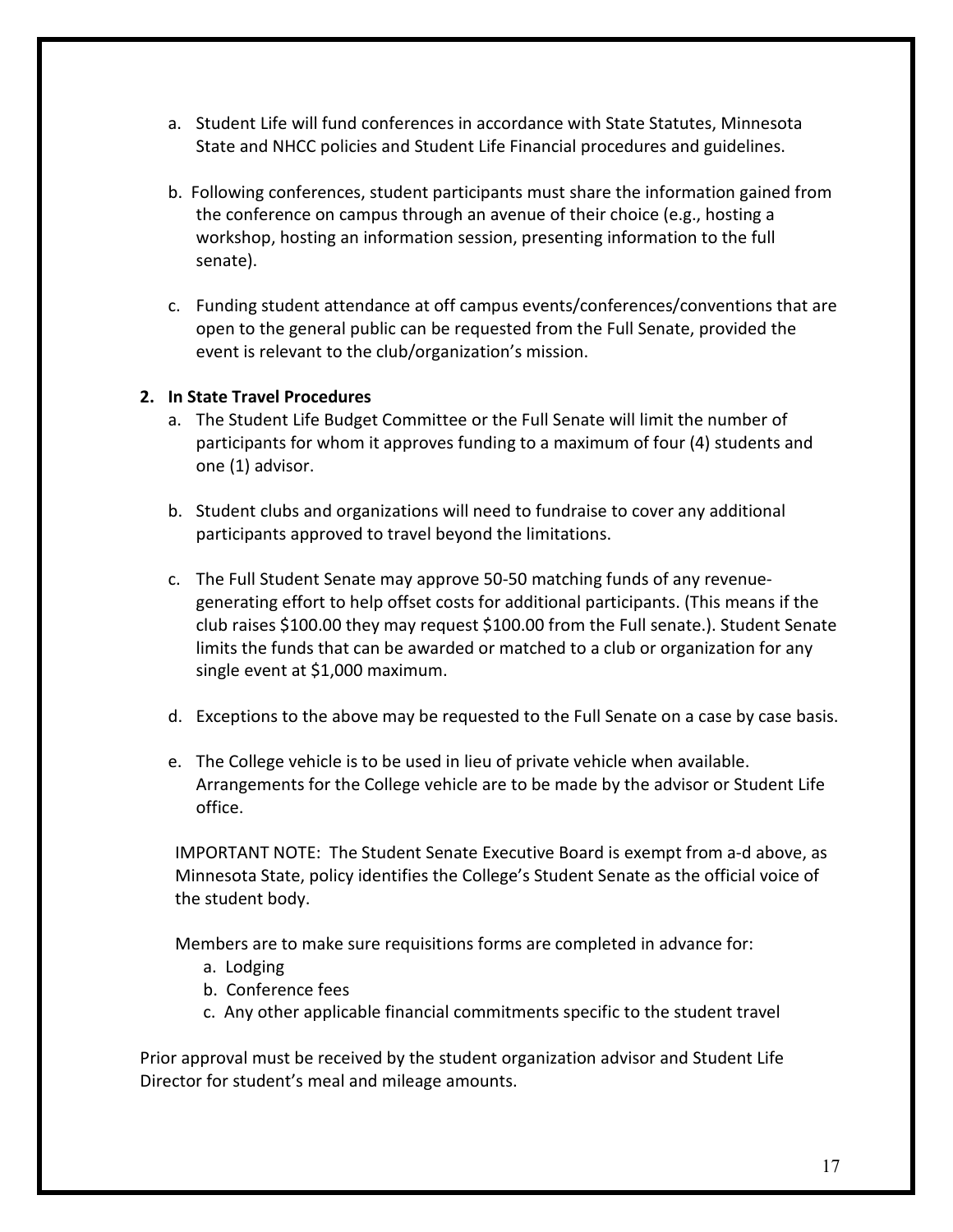a. Student Life will fund conferences in accordance with State Statutes, Minnesota State and NHCC policies and Student Life Financial procedures and guidelines.

b. Following conferences, student participants must share the information gained from the conference on campus through an avenue of their choice (e.g., hosting a workshop, hosting an information session, presenting information to the full senate).

c. Funding student attendance at off campus events/conferences/conventions that are open to the general public can be requested from the Full Senate, provided the event is relevant to the club/organization's mission.

**2. In State Travel Procedures**

a. The Student Life Budget Committee or the Full Senate will limit the number of participants for whom it approves funding to a maximum of four (4) students and one (1) advisor.

b. Student clubs and organizations will need to fundraise to cover any additional participants approved to travel beyond the limitations.

c. The Full Student Senate may approve 50-50 matching funds of any revenue-generating effort to help offset costs for additional participants. (This means if the club raises $100.00 they may request $100.00 from the Full senate.). Student Senate limits the funds that can be awarded or matched to a club or organization for any single event at $1,000 maximum.

d. Exceptions to the above may be requested to the Full Senate on a case by case basis.

e. The College vehicle is to be used in lieu of private vehicle when available. Arrangements for the College vehicle are to be made by the advisor or Student Life office.

IMPORTANT NOTE: The Student Senate Executive Board is exempt from a-d above, as Minnesota State, policy identifies the College's Student Senate as the official voice of the student body.

Members are to make sure requisitions forms are completed in advance for:

a. Lodging
b. Conference fees
c. Any other applicable financial commitments specific to the student travel

Prior approval must be received by the student organization advisor and Student Life Director for student's meal and mileage amounts.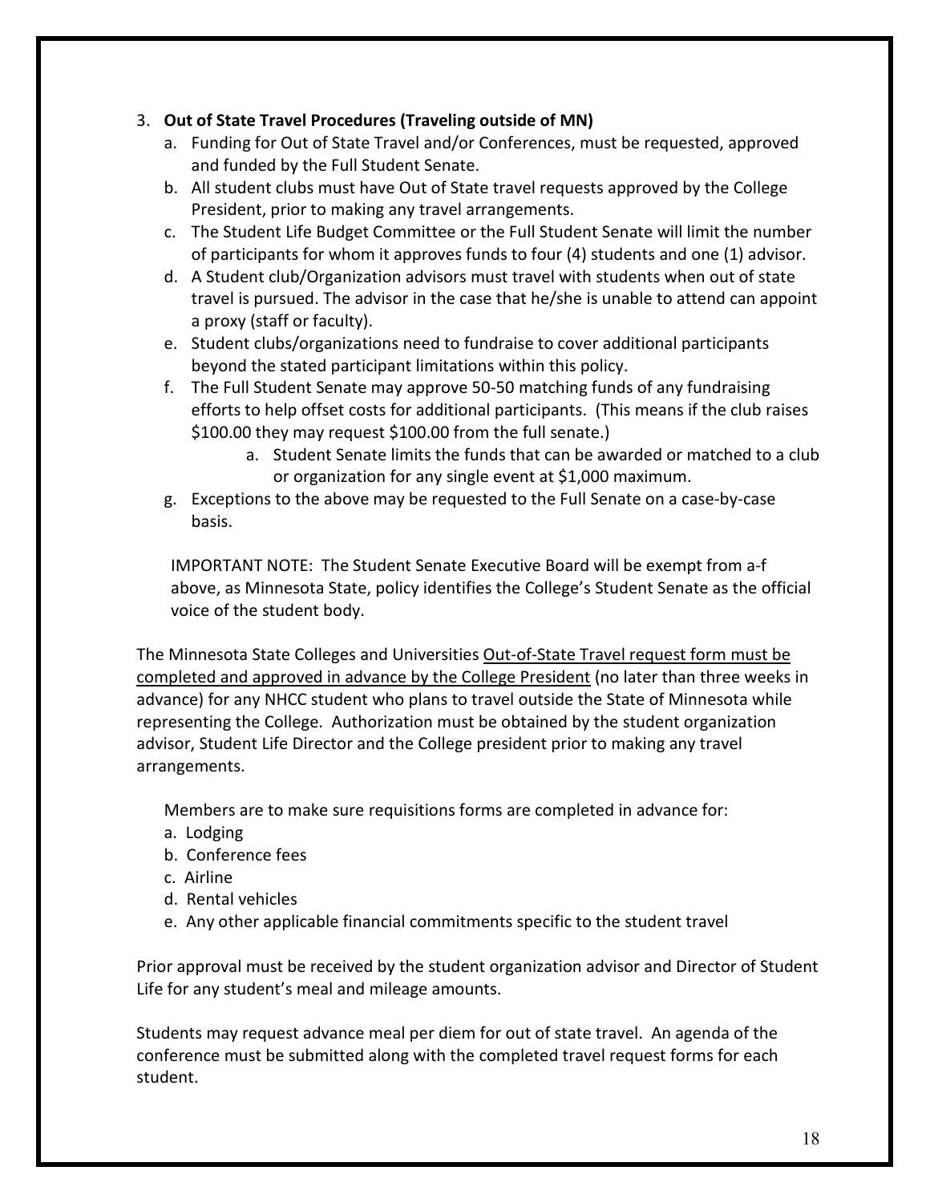3. **Out of State Travel Procedures (Traveling outside of MN)**
   a. Funding for Out of State Travel and/or Conferences, must be requested, approved and funded by the Full Student Senate.
   b. All student clubs must have Out of State travel requests approved by the College President, prior to making any travel arrangements.
   c. The Student Life Budget Committee or the Full Student Senate will limit the number of participants for whom it approves funds to four (4) students and one (1) advisor.
   d. A Student club/Organization advisors must travel with students when out of state travel is pursued. The advisor in the case that he/she is unable to attend can appoint a proxy (staff or faculty).
   e. Student clubs/organizations need to fundraise to cover additional participants beyond the stated participant limitations within this policy.
   f. The Full Student Senate may approve 50-50 matching funds of any fundraising efforts to help offset costs for additional participants. (This means if the club raises $100.00 they may request $100.00 from the full senate.)
      a. Student Senate limits the funds that can be awarded or matched to a club or organization for any single event at $1,000 maximum.
   g. Exceptions to the above may be requested to the Full Senate on a case-by-case basis.

   IMPORTANT NOTE: The Student Senate Executive Board will be exempt from a-f above, as Minnesota State, policy identifies the College's Student Senate as the official voice of the student body.

The Minnesota State Colleges and Universities Out-of-State Travel request form must be completed and approved in advance by the College President (no later than three weeks in advance) for any NHCC student who plans to travel outside the State of Minnesota while representing the College. Authorization must be obtained by the student organization advisor, Student Life Director and the College president prior to making any travel arrangements.

Members are to make sure requisitions forms are completed in advance for:

a. Lodging
b. Conference fees
c. Airline
d. Rental vehicles
e. Any other applicable financial commitments specific to the student travel

Prior approval must be received by the student organization advisor and Director of Student Life for any student's meal and mileage amounts.

Students may request advance meal per diem for out of state travel. An agenda of the conference must be submitted along with the completed travel request forms for each student.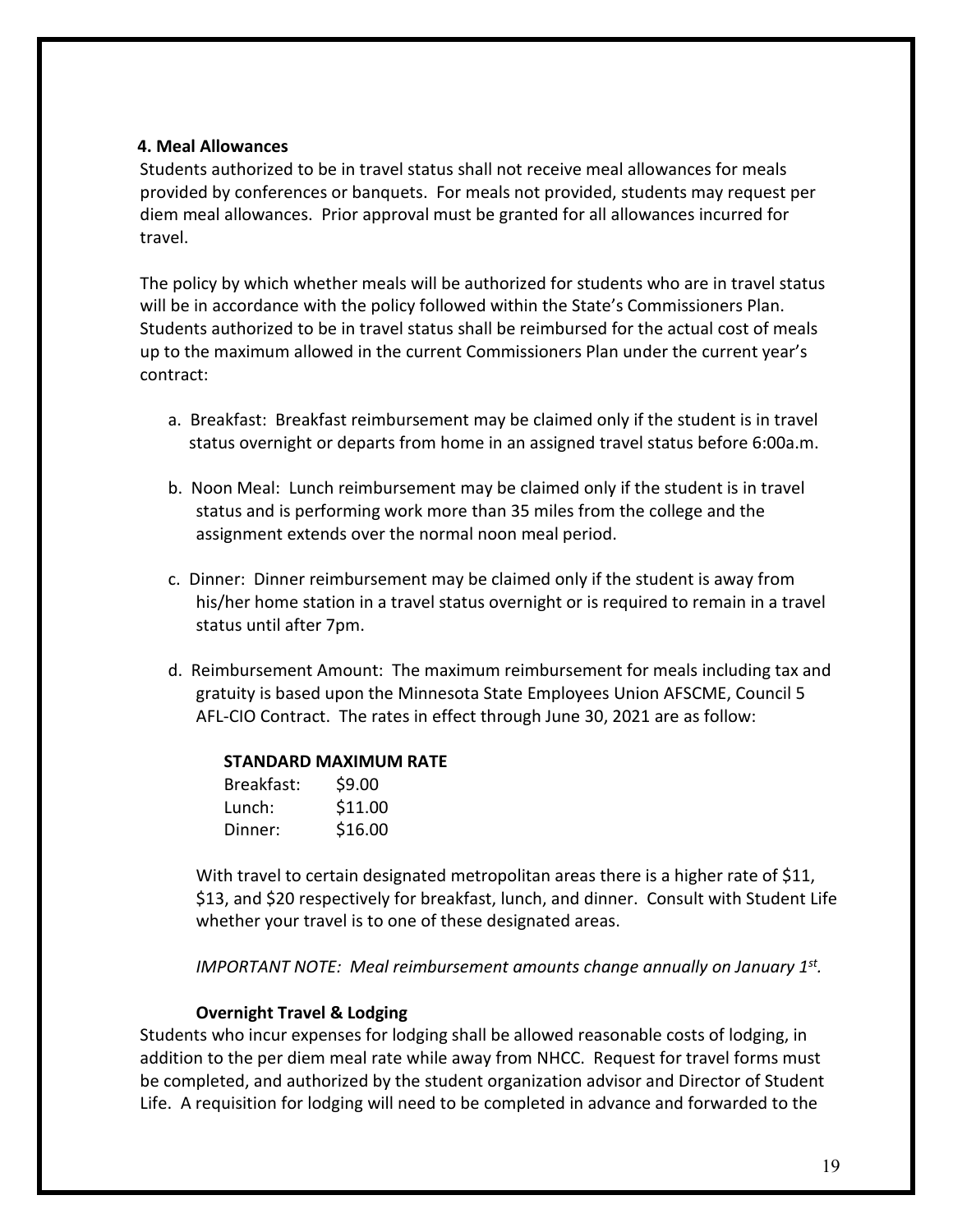### 4. Meal Allowances

Students authorized to be in travel status shall not receive meal allowances for meals provided by conferences or banquets. For meals not provided, students may request per diem meal allowances. Prior approval must be granted for all allowances incurred for travel.

The policy by which whether meals will be authorized for students who are in travel status will be in accordance with the policy followed within the State's Commissioners Plan. Students authorized to be in travel status shall be reimbursed for the actual cost of meals up to the maximum allowed in the current Commissioners Plan under the current year's contract:

a. Breakfast: Breakfast reimbursement may be claimed only if the student is in travel status overnight or departs from home in an assigned travel status before 6:00a.m.

b. Noon Meal: Lunch reimbursement may be claimed only if the student is in travel status and is performing work more than 35 miles from the college and the assignment extends over the normal noon meal period.

c. Dinner: Dinner reimbursement may be claimed only if the student is away from his/her home station in a travel status overnight or is required to remain in a travel status until after 7pm.

d. Reimbursement Amount: The maximum reimbursement for meals including tax and gratuity is based upon the Minnesota State Employees Union AFSCME, Council 5 AFL-CIO Contract. The rates in effect through June 30, 2021 are as follow:

**STANDARD MAXIMUM RATE**

| | |
|---|---|
| Breakfast: | $9.00 |
| Lunch: | $11.00 |
| Dinner: | $16.00 |

With travel to certain designated metropolitan areas there is a higher rate of $11, $13, and $20 respectively for breakfast, lunch, and dinner. Consult with Student Life whether your travel is to one of these designated areas.

*IMPORTANT NOTE: Meal reimbursement amounts change annually on January 1st.*

**Overnight Travel & Lodging**

Students who incur expenses for lodging shall be allowed reasonable costs of lodging, in addition to the per diem meal rate while away from NHCC. Request for travel forms must be completed, and authorized by the student organization advisor and Director of Student Life. A requisition for lodging will need to be completed in advance and forwarded to the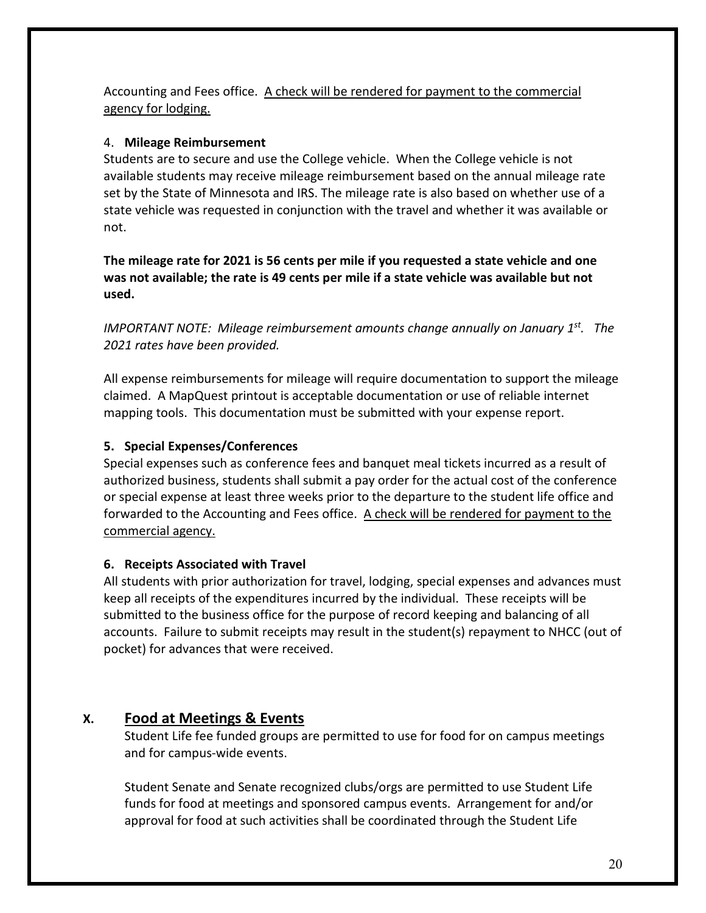Accounting and Fees office. A check will be rendered for payment to the commercial agency for lodging.

4. **Mileage Reimbursement**

Students are to secure and use the College vehicle. When the College vehicle is not available students may receive mileage reimbursement based on the annual mileage rate set by the State of Minnesota and IRS. The mileage rate is also based on whether use of a state vehicle was requested in conjunction with the travel and whether it was available or not.

**The mileage rate for 2021 is 56 cents per mile if you requested a state vehicle and one was not available; the rate is 49 cents per mile if a state vehicle was available but not used.**

*IMPORTANT NOTE: Mileage reimbursement amounts change annually on January 1st. The 2021 rates have been provided.*

All expense reimbursements for mileage will require documentation to support the mileage claimed. A MapQuest printout is acceptable documentation or use of reliable internet mapping tools. This documentation must be submitted with your expense report.

5. **Special Expenses/Conferences**

Special expenses such as conference fees and banquet meal tickets incurred as a result of authorized business, students shall submit a pay order for the actual cost of the conference or special expense at least three weeks prior to the departure to the student life office and forwarded to the Accounting and Fees office. A check will be rendered for payment to the commercial agency.

6. **Receipts Associated with Travel**

All students with prior authorization for travel, lodging, special expenses and advances must keep all receipts of the expenditures incurred by the individual. These receipts will be submitted to the business office for the purpose of record keeping and balancing of all accounts. Failure to submit receipts may result in the student(s) repayment to NHCC (out of pocket) for advances that were received.

## X. Food at Meetings & Events

Student Life fee funded groups are permitted to use for food for on campus meetings and for campus-wide events.

Student Senate and Senate recognized clubs/orgs are permitted to use Student Life funds for food at meetings and sponsored campus events. Arrangement for and/or approval for food at such activities shall be coordinated through the Student Life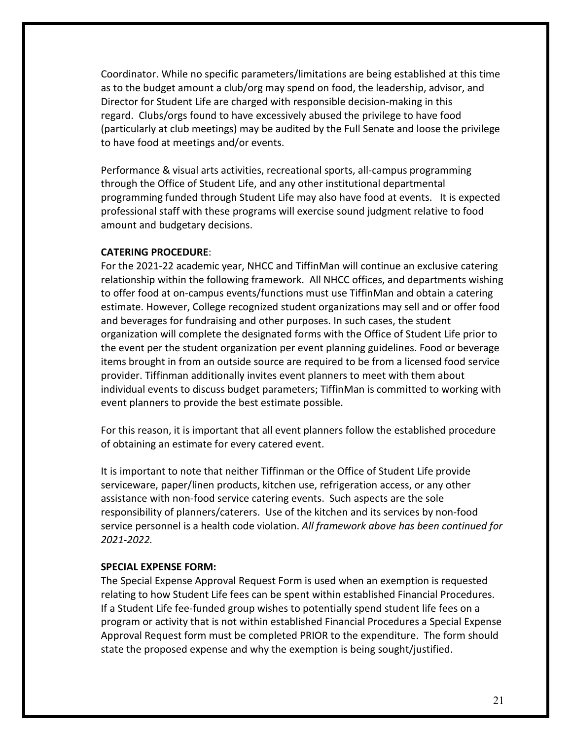Coordinator. While no specific parameters/limitations are being established at this time as to the budget amount a club/org may spend on food, the leadership, advisor, and Director for Student Life are charged with responsible decision-making in this regard. Clubs/orgs found to have excessively abused the privilege to have food (particularly at club meetings) may be audited by the Full Senate and loose the privilege to have food at meetings and/or events.

Performance & visual arts activities, recreational sports, all-campus programming through the Office of Student Life, and any other institutional departmental programming funded through Student Life may also have food at events. It is expected professional staff with these programs will exercise sound judgment relative to food amount and budgetary decisions.

**CATERING PROCEDURE**:
For the 2021-22 academic year, NHCC and TiffinMan will continue an exclusive catering relationship within the following framework. All NHCC offices, and departments wishing to offer food at on-campus events/functions must use TiffinMan and obtain a catering estimate. However, College recognized student organizations may sell and or offer food and beverages for fundraising and other purposes. In such cases, the student organization will complete the designated forms with the Office of Student Life prior to the event per the student organization per event planning guidelines. Food or beverage items brought in from an outside source are required to be from a licensed food service provider. Tiffinman additionally invites event planners to meet with them about individual events to discuss budget parameters; TiffinMan is committed to working with event planners to provide the best estimate possible.

For this reason, it is important that all event planners follow the established procedure of obtaining an estimate for every catered event.

It is important to note that neither Tiffinman or the Office of Student Life provide serviceware, paper/linen products, kitchen use, refrigeration access, or any other assistance with non-food service catering events. Such aspects are the sole responsibility of planners/caterers. Use of the kitchen and its services by non-food service personnel is a health code violation. *All framework above has been continued for 2021-2022.*

**SPECIAL EXPENSE FORM:**
The Special Expense Approval Request Form is used when an exemption is requested relating to how Student Life fees can be spent within established Financial Procedures. If a Student Life fee-funded group wishes to potentially spend student life fees on a program or activity that is not within established Financial Procedures a Special Expense Approval Request form must be completed PRIOR to the expenditure. The form should state the proposed expense and why the exemption is being sought/justified.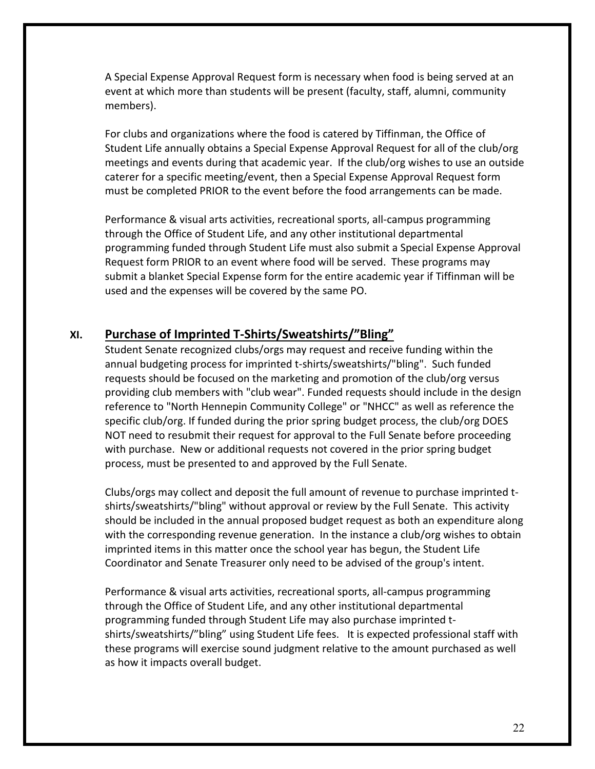A Special Expense Approval Request form is necessary when food is being served at an event at which more than students will be present (faculty, staff, alumni, community members).

For clubs and organizations where the food is catered by Tiffinman, the Office of Student Life annually obtains a Special Expense Approval Request for all of the club/org meetings and events during that academic year. If the club/org wishes to use an outside caterer for a specific meeting/event, then a Special Expense Approval Request form must be completed PRIOR to the event before the food arrangements can be made.

Performance & visual arts activities, recreational sports, all-campus programming through the Office of Student Life, and any other institutional departmental programming funded through Student Life must also submit a Special Expense Approval Request form PRIOR to an event where food will be served. These programs may submit a blanket Special Expense form for the entire academic year if Tiffinman will be used and the expenses will be covered by the same PO.

## XI. Purchase of Imprinted T-Shirts/Sweatshirts/"Bling"

Student Senate recognized clubs/orgs may request and receive funding within the annual budgeting process for imprinted t-shirts/sweatshirts/"bling". Such funded requests should be focused on the marketing and promotion of the club/org versus providing club members with "club wear". Funded requests should include in the design reference to "North Hennepin Community College" or "NHCC" as well as reference the specific club/org. If funded during the prior spring budget process, the club/org DOES NOT need to resubmit their request for approval to the Full Senate before proceeding with purchase. New or additional requests not covered in the prior spring budget process, must be presented to and approved by the Full Senate.

Clubs/orgs may collect and deposit the full amount of revenue to purchase imprinted t-shirts/sweatshirts/"bling" without approval or review by the Full Senate. This activity should be included in the annual proposed budget request as both an expenditure along with the corresponding revenue generation. In the instance a club/org wishes to obtain imprinted items in this matter once the school year has begun, the Student Life Coordinator and Senate Treasurer only need to be advised of the group's intent.

Performance & visual arts activities, recreational sports, all-campus programming through the Office of Student Life, and any other institutional departmental programming funded through Student Life may also purchase imprinted t-shirts/sweatshirts/"bling" using Student Life fees. It is expected professional staff with these programs will exercise sound judgment relative to the amount purchased as well as how it impacts overall budget.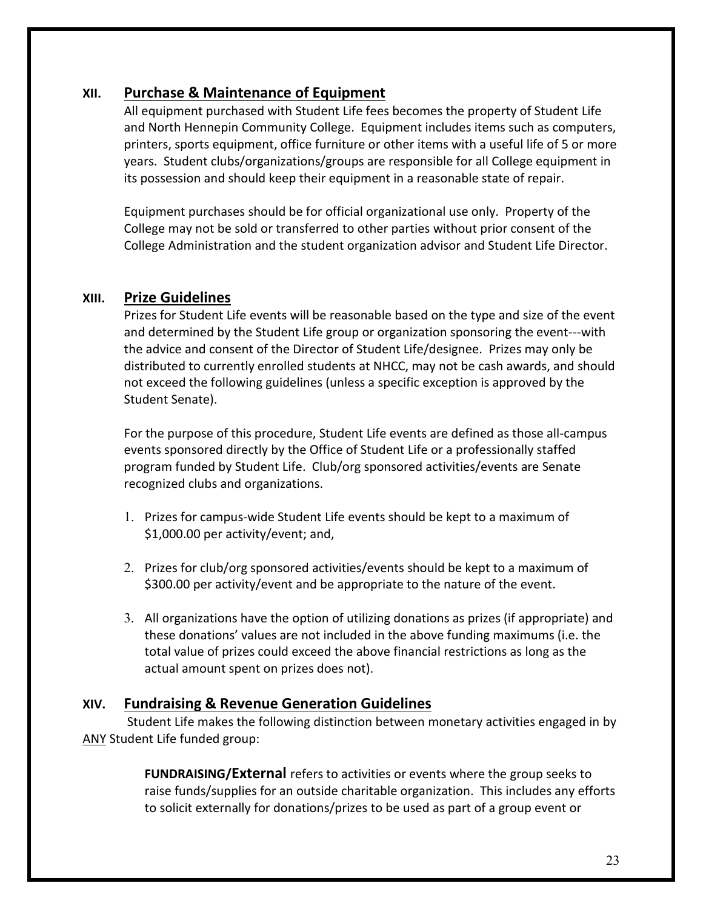## XII. Purchase & Maintenance of Equipment

All equipment purchased with Student Life fees becomes the property of Student Life and North Hennepin Community College. Equipment includes items such as computers, printers, sports equipment, office furniture or other items with a useful life of 5 or more years. Student clubs/organizations/groups are responsible for all College equipment in its possession and should keep their equipment in a reasonable state of repair.

Equipment purchases should be for official organizational use only. Property of the College may not be sold or transferred to other parties without prior consent of the College Administration and the student organization advisor and Student Life Director.

## XIII. Prize Guidelines

Prizes for Student Life events will be reasonable based on the type and size of the event and determined by the Student Life group or organization sponsoring the event---with the advice and consent of the Director of Student Life/designee. Prizes may only be distributed to currently enrolled students at NHCC, may not be cash awards, and should not exceed the following guidelines (unless a specific exception is approved by the Student Senate).

For the purpose of this procedure, Student Life events are defined as those all-campus events sponsored directly by the Office of Student Life or a professionally staffed program funded by Student Life. Club/org sponsored activities/events are Senate recognized clubs and organizations.

1. Prizes for campus-wide Student Life events should be kept to a maximum of $1,000.00 per activity/event; and,

2. Prizes for club/org sponsored activities/events should be kept to a maximum of $300.00 per activity/event and be appropriate to the nature of the event.

3. All organizations have the option of utilizing donations as prizes (if appropriate) and these donations' values are not included in the above funding maximums (i.e. the total value of prizes could exceed the above financial restrictions as long as the actual amount spent on prizes does not).

## XIV. Fundraising & Revenue Generation Guidelines

Student Life makes the following distinction between monetary activities engaged in by ANY Student Life funded group:

**FUNDRAISING/External** refers to activities or events where the group seeks to raise funds/supplies for an outside charitable organization. This includes any efforts to solicit externally for donations/prizes to be used as part of a group event or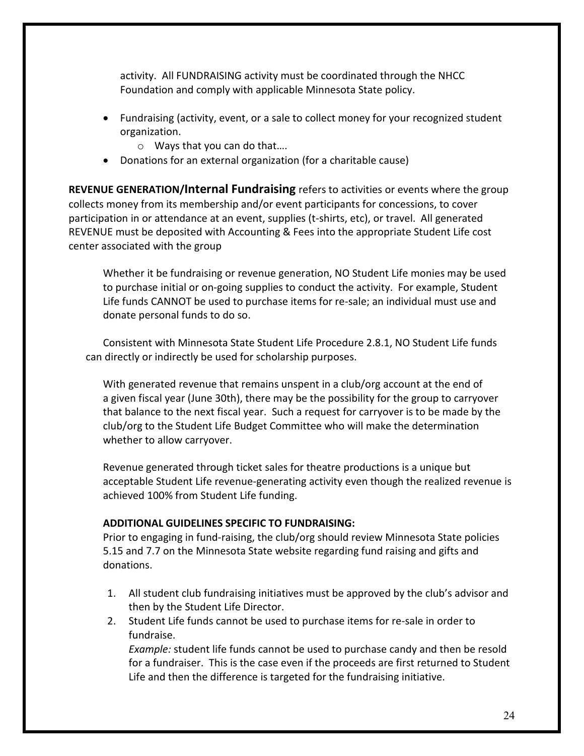activity. All FUNDRAISING activity must be coordinated through the NHCC Foundation and comply with applicable Minnesota State policy.

- Fundraising (activity, event, or a sale to collect money for your recognized student organization.
    - Ways that you can do that….
- Donations for an external organization (for a charitable cause)

**REVENUE GENERATION/Internal Fundraising** refers to activities or events where the group collects money from its membership and/or event participants for concessions, to cover participation in or attendance at an event, supplies (t-shirts, etc), or travel. All generated REVENUE must be deposited with Accounting & Fees into the appropriate Student Life cost center associated with the group

Whether it be fundraising or revenue generation, NO Student Life monies may be used to purchase initial or on-going supplies to conduct the activity. For example, Student Life funds CANNOT be used to purchase items for re-sale; an individual must use and donate personal funds to do so.

Consistent with Minnesota State Student Life Procedure 2.8.1, NO Student Life funds can directly or indirectly be used for scholarship purposes.

With generated revenue that remains unspent in a club/org account at the end of a given fiscal year (June 30th), there may be the possibility for the group to carryover that balance to the next fiscal year. Such a request for carryover is to be made by the club/org to the Student Life Budget Committee who will make the determination whether to allow carryover.

Revenue generated through ticket sales for theatre productions is a unique but acceptable Student Life revenue-generating activity even though the realized revenue is achieved 100% from Student Life funding.

**ADDITIONAL GUIDELINES SPECIFIC TO FUNDRAISING:**

Prior to engaging in fund-raising, the club/org should review Minnesota State policies 5.15 and 7.7 on the Minnesota State website regarding fund raising and gifts and donations.

1. All student club fundraising initiatives must be approved by the club's advisor and then by the Student Life Director.
2. Student Life funds cannot be used to purchase items for re-sale in order to fundraise.
   *Example:* student life funds cannot be used to purchase candy and then be resold for a fundraiser. This is the case even if the proceeds are first returned to Student Life and then the difference is targeted for the fundraising initiative.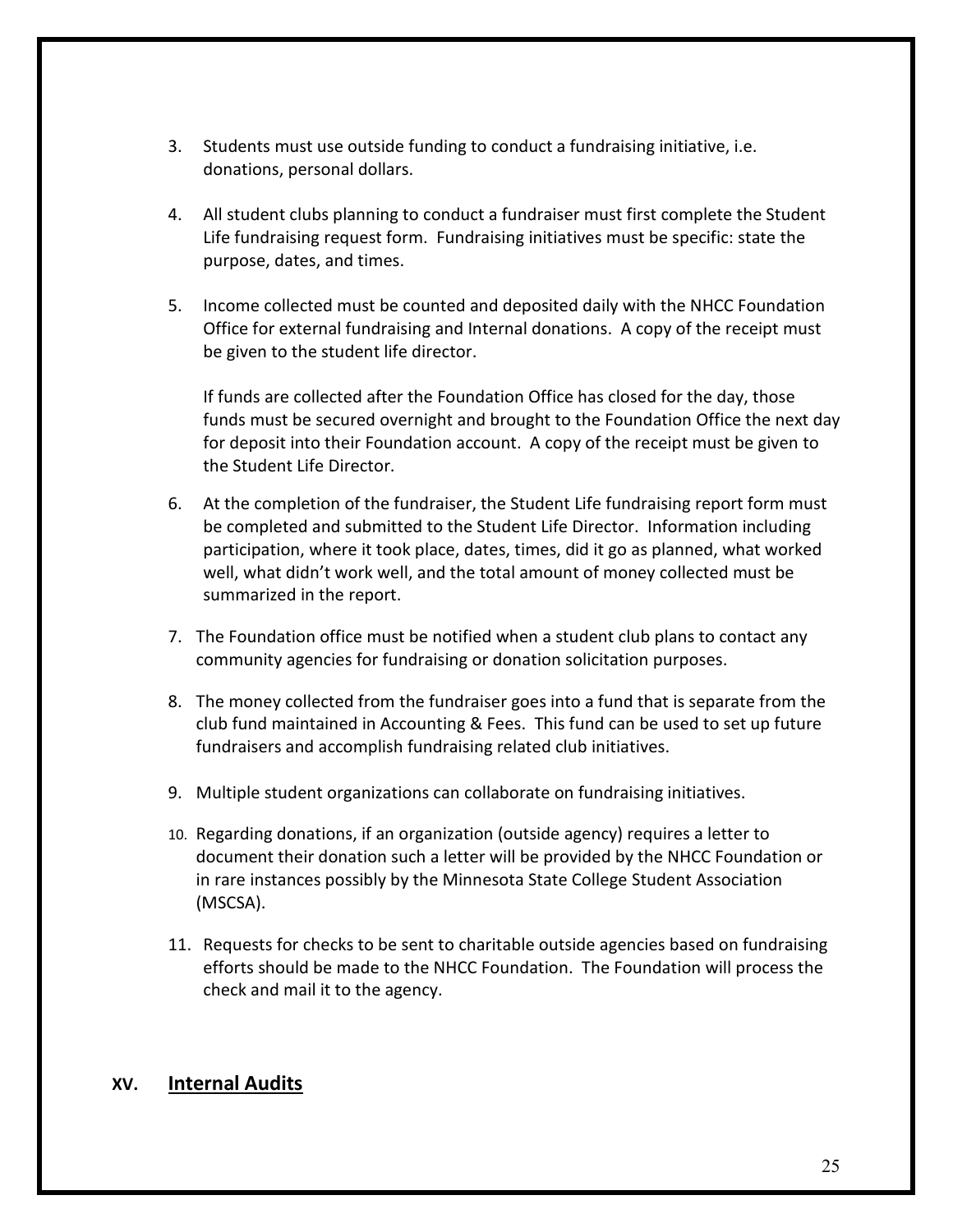3. Students must use outside funding to conduct a fundraising initiative, i.e. donations, personal dollars.

4. All student clubs planning to conduct a fundraiser must first complete the Student Life fundraising request form. Fundraising initiatives must be specific: state the purpose, dates, and times.

5. Income collected must be counted and deposited daily with the NHCC Foundation Office for external fundraising and Internal donations. A copy of the receipt must be given to the student life director.

   If funds are collected after the Foundation Office has closed for the day, those funds must be secured overnight and brought to the Foundation Office the next day for deposit into their Foundation account. A copy of the receipt must be given to the Student Life Director.

6. At the completion of the fundraiser, the Student Life fundraising report form must be completed and submitted to the Student Life Director. Information including participation, where it took place, dates, times, did it go as planned, what worked well, what didn't work well, and the total amount of money collected must be summarized in the report.

7. The Foundation office must be notified when a student club plans to contact any community agencies for fundraising or donation solicitation purposes.

8. The money collected from the fundraiser goes into a fund that is separate from the club fund maintained in Accounting & Fees. This fund can be used to set up future fundraisers and accomplish fundraising related club initiatives.

9. Multiple student organizations can collaborate on fundraising initiatives.

10. Regarding donations, if an organization (outside agency) requires a letter to document their donation such a letter will be provided by the NHCC Foundation or in rare instances possibly by the Minnesota State College Student Association (MSCSA).

11. Requests for checks to be sent to charitable outside agencies based on fundraising efforts should be made to the NHCC Foundation. The Foundation will process the check and mail it to the agency.

## XV. Internal Audits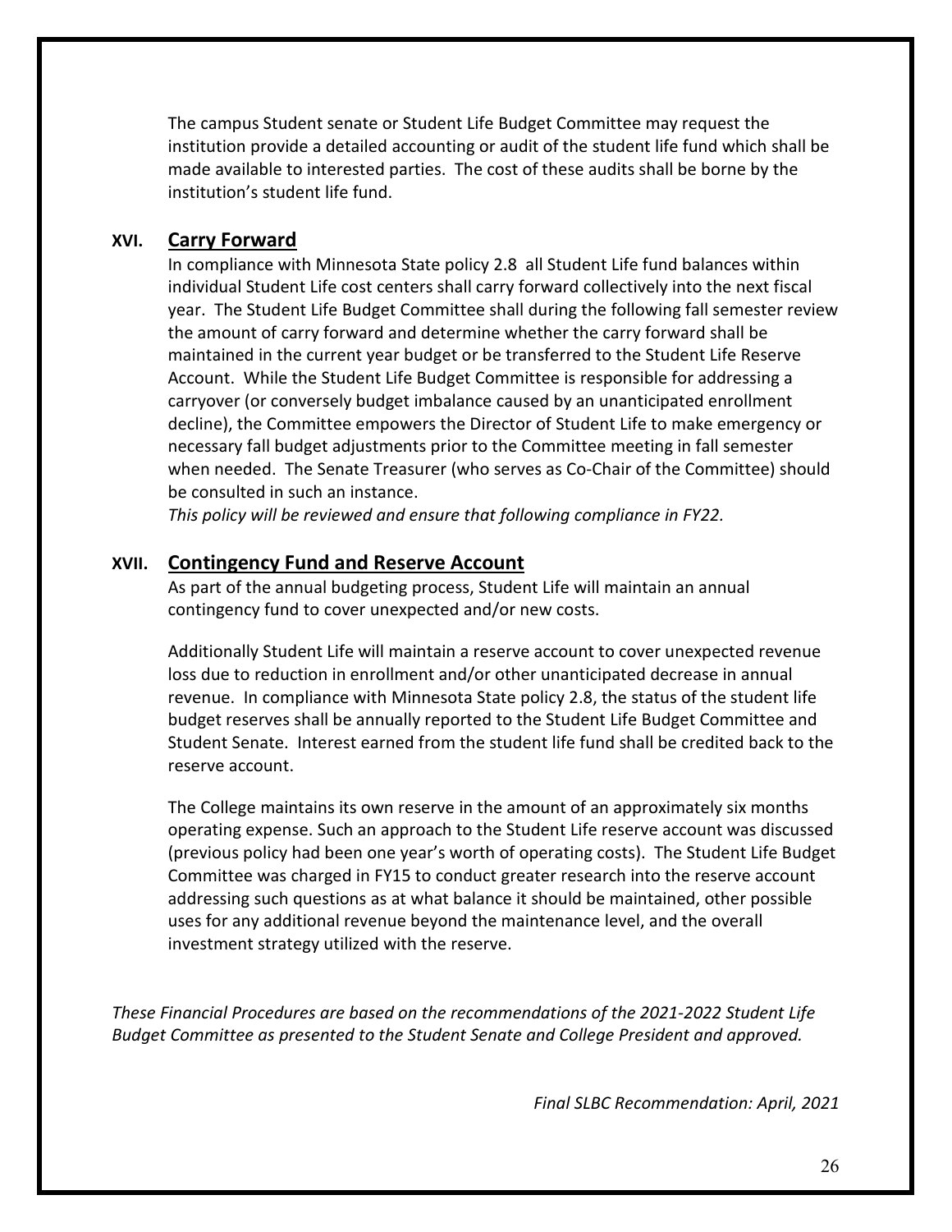The campus Student senate or Student Life Budget Committee may request the institution provide a detailed accounting or audit of the student life fund which shall be made available to interested parties. The cost of these audits shall be borne by the institution's student life fund.

## XVI. Carry Forward

In compliance with Minnesota State policy 2.8 all Student Life fund balances within individual Student Life cost centers shall carry forward collectively into the next fiscal year. The Student Life Budget Committee shall during the following fall semester review the amount of carry forward and determine whether the carry forward shall be maintained in the current year budget or be transferred to the Student Life Reserve Account. While the Student Life Budget Committee is responsible for addressing a carryover (or conversely budget imbalance caused by an unanticipated enrollment decline), the Committee empowers the Director of Student Life to make emergency or necessary fall budget adjustments prior to the Committee meeting in fall semester when needed. The Senate Treasurer (who serves as Co-Chair of the Committee) should be consulted in such an instance.

*This policy will be reviewed and ensure that following compliance in FY22.*

## XVII. Contingency Fund and Reserve Account

As part of the annual budgeting process, Student Life will maintain an annual contingency fund to cover unexpected and/or new costs.

Additionally Student Life will maintain a reserve account to cover unexpected revenue loss due to reduction in enrollment and/or other unanticipated decrease in annual revenue. In compliance with Minnesota State policy 2.8, the status of the student life budget reserves shall be annually reported to the Student Life Budget Committee and Student Senate. Interest earned from the student life fund shall be credited back to the reserve account.

The College maintains its own reserve in the amount of an approximately six months operating expense. Such an approach to the Student Life reserve account was discussed (previous policy had been one year's worth of operating costs). The Student Life Budget Committee was charged in FY15 to conduct greater research into the reserve account addressing such questions as at what balance it should be maintained, other possible uses for any additional revenue beyond the maintenance level, and the overall investment strategy utilized with the reserve.

*These Financial Procedures are based on the recommendations of the 2021-2022 Student Life Budget Committee as presented to the Student Senate and College President and approved.*

*Final SLBC Recommendation: April, 2021*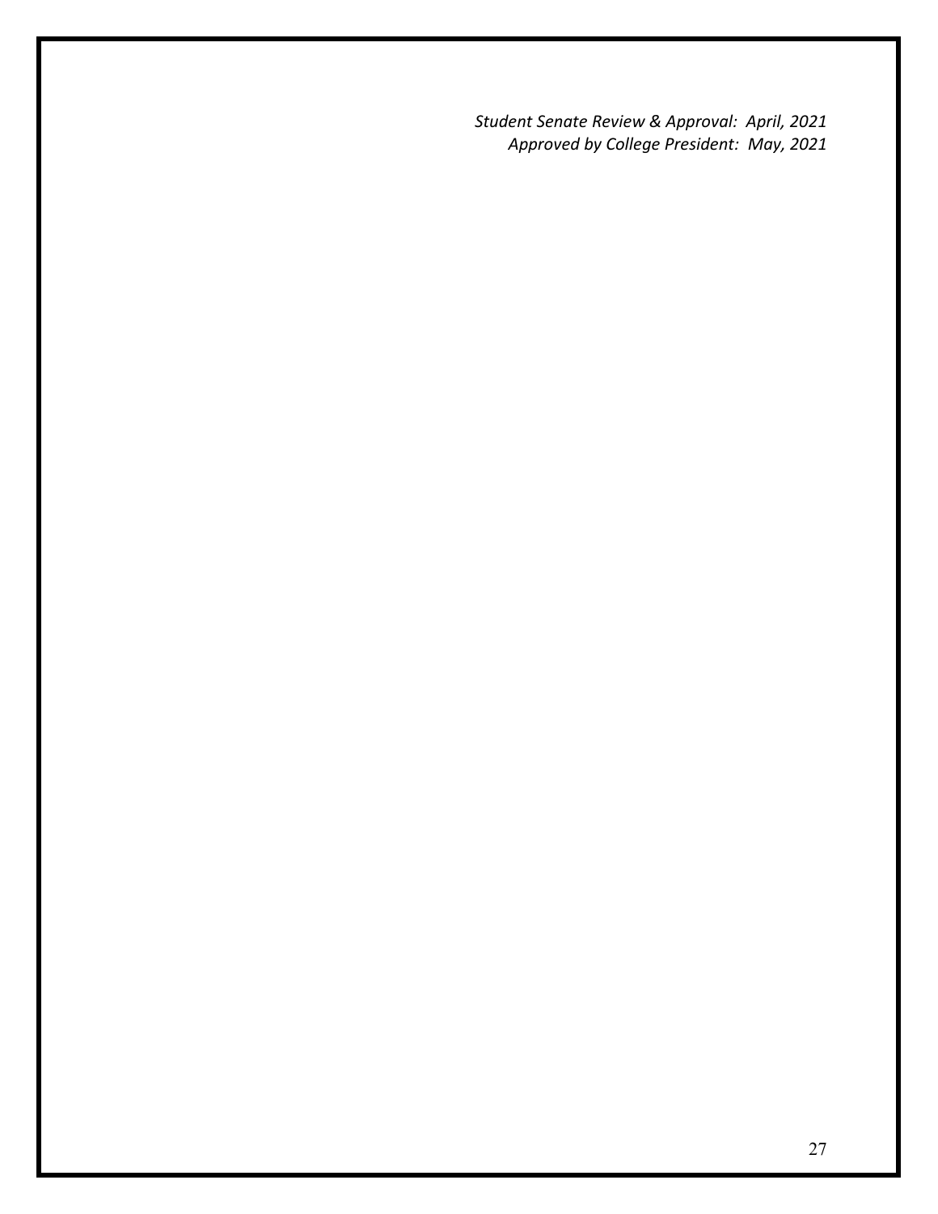*Student Senate Review & Approval: April, 2021*
*Approved by College President: May, 2021*